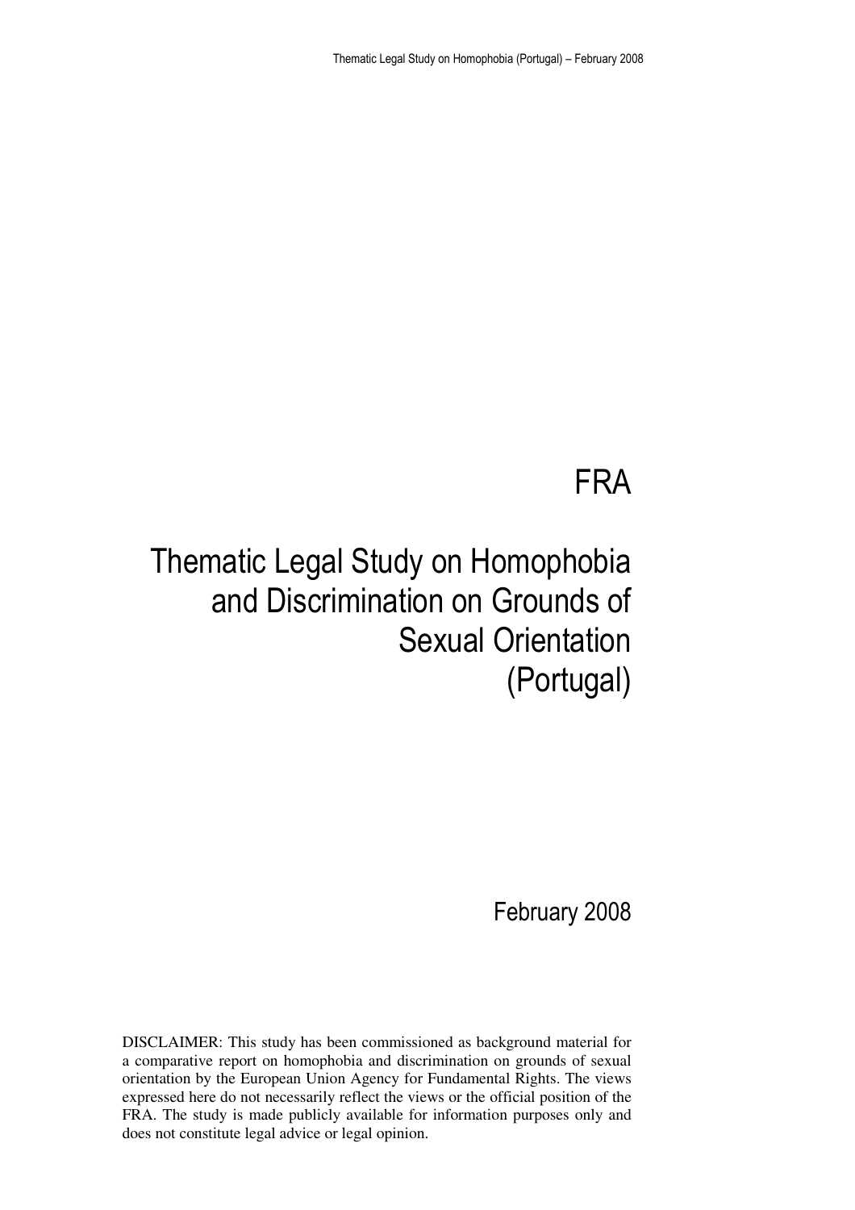# FRA

# Thematic Legal Study on Homophobia and Discrimination on Grounds of Sexual Orientation (Portugal)

February 2008

DISCLAIMER: This study has been commissioned as background material for a comparative report on homophobia and discrimination on grounds of sexual orientation by the European Union Agency for Fundamental Rights. The views expressed here do not necessarily reflect the views or the official position of the FRA. The study is made publicly available for information purposes only and does not constitute legal advice or legal opinion.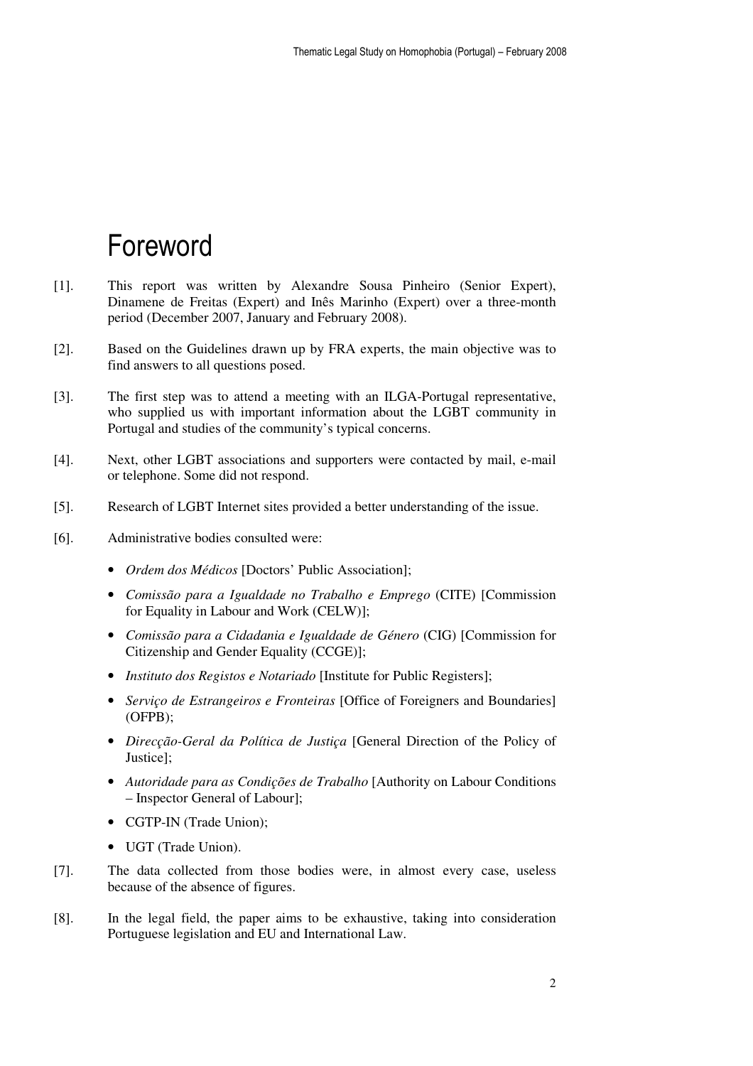# Foreword

[1]. This report was written by Alexandre Sousa Pinheiro (Senior Expert), Dinamene de Freitas (Expert) and Inês Marinho (Expert) over a three-month period (December 2007, January and February 2008).

[2]. Based on the Guidelines drawn up by FRA experts, the main objective was to find answers to all questions posed.

[3]. The first step was to attend a meeting with an ILGA-Portugal representative, who supplied us with important information about the LGBT community in Portugal and studies of the community's typical concerns.

[4]. Next, other LGBT associations and supporters were contacted by mail, e-mail or telephone. Some did not respond.

[5]. Research of LGBT Internet sites provided a better understanding of the issue.

[6]. Administrative bodies consulted were:

- *Ordem dos Médicos* [Doctors' Public Association];
- *Comissão para a Igualdade no Trabalho e Emprego* (CITE) [Commission for Equality in Labour and Work (CELW)];
- *Comissão para a Cidadania e Igualdade de Género* (CIG) [Commission for Citizenship and Gender Equality (CCGE)];
- *Instituto dos Registos e Notariado* [Institute for Public Registers];
- *Serviço de Estrangeiros e Fronteiras* [Office of Foreigners and Boundaries] (OFPB);
- *Direcção-Geral da Política de Justiça* [General Direction of the Policy of Justice];
- *Autoridade para as Condições de Trabalho* [Authority on Labour Conditions – Inspector General of Labour];
- CGTP-IN (Trade Union);
- UGT (Trade Union).

[7]. The data collected from those bodies were, in almost every case, useless because of the absence of figures.

[8]. In the legal field, the paper aims to be exhaustive, taking into consideration Portuguese legislation and EU and International Law.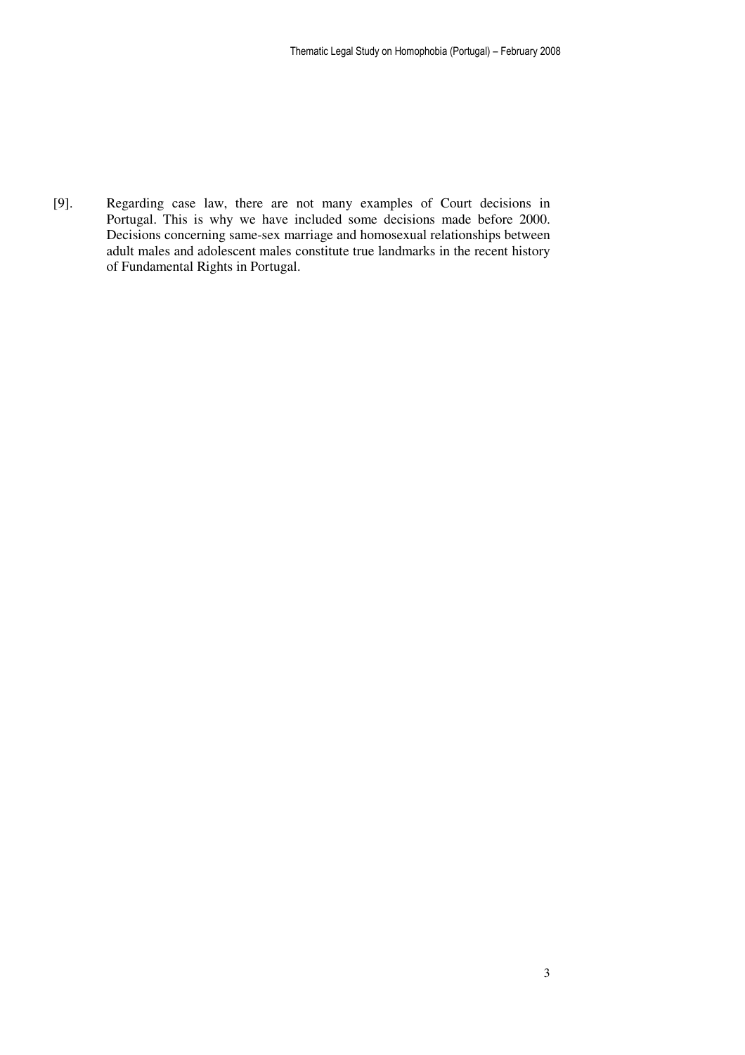[9]. Regarding case law, there are not many examples of Court decisions in Portugal. This is why we have included some decisions made before 2000. Decisions concerning same-sex marriage and homosexual relationships between adult males and adolescent males constitute true landmarks in the recent history of Fundamental Rights in Portugal.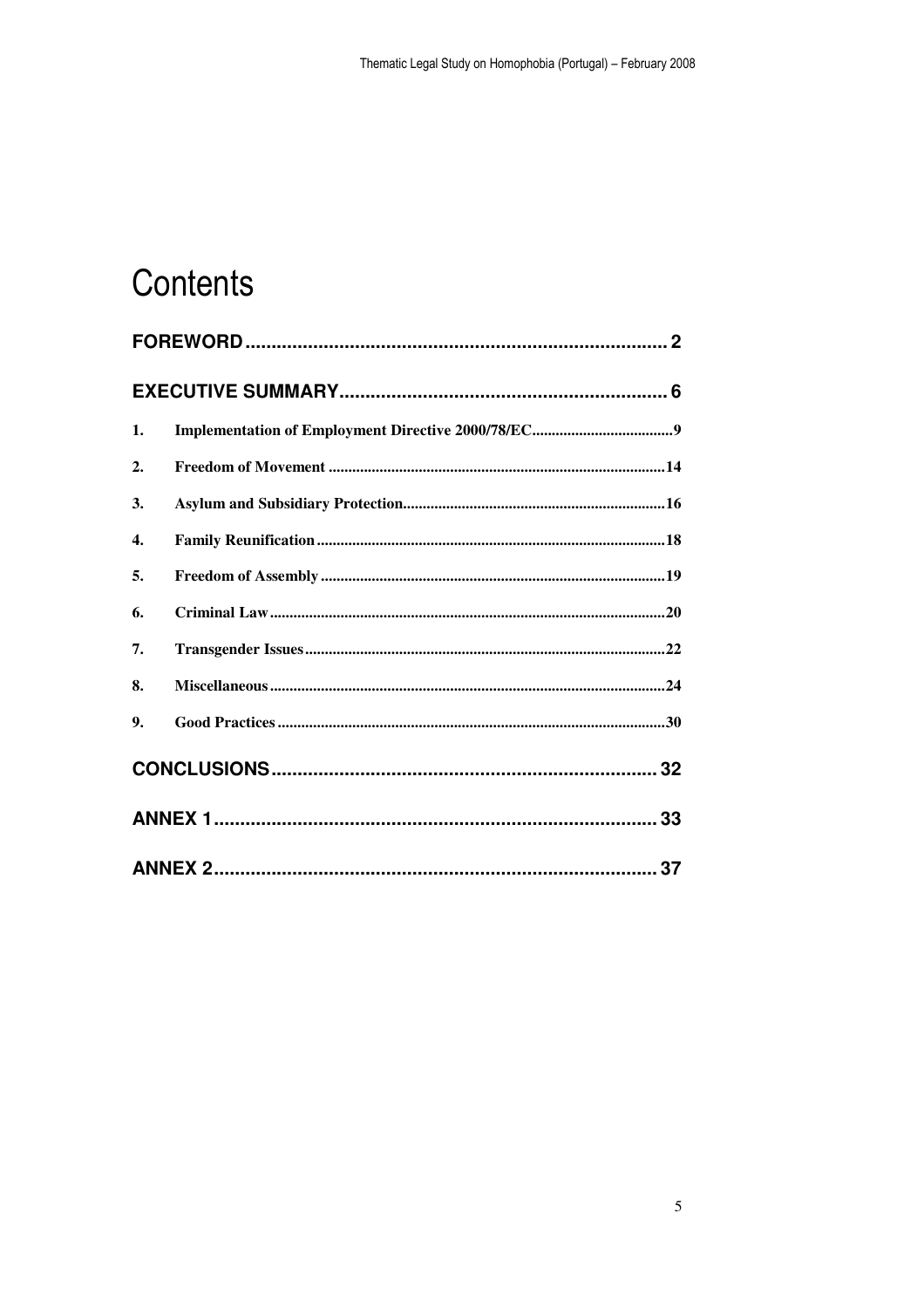# Contents

| | | |
|---|---|---|
| **FOREWORD** | | 2 |
| **EXECUTIVE SUMMARY** | | 6 |
| 1. | Implementation of Employment Directive 2000/78/EC | 9 |
| 2. | Freedom of Movement | 14 |
| 3. | Asylum and Subsidiary Protection | 16 |
| 4. | Family Reunification | 18 |
| 5. | Freedom of Assembly | 19 |
| 6. | Criminal Law | 20 |
| 7. | Transgender Issues | 22 |
| 8. | Miscellaneous | 24 |
| 9. | Good Practices | 30 |
| **CONCLUSIONS** | | 32 |
| **ANNEX 1** | | 33 |
| **ANNEX 2** | | 37 |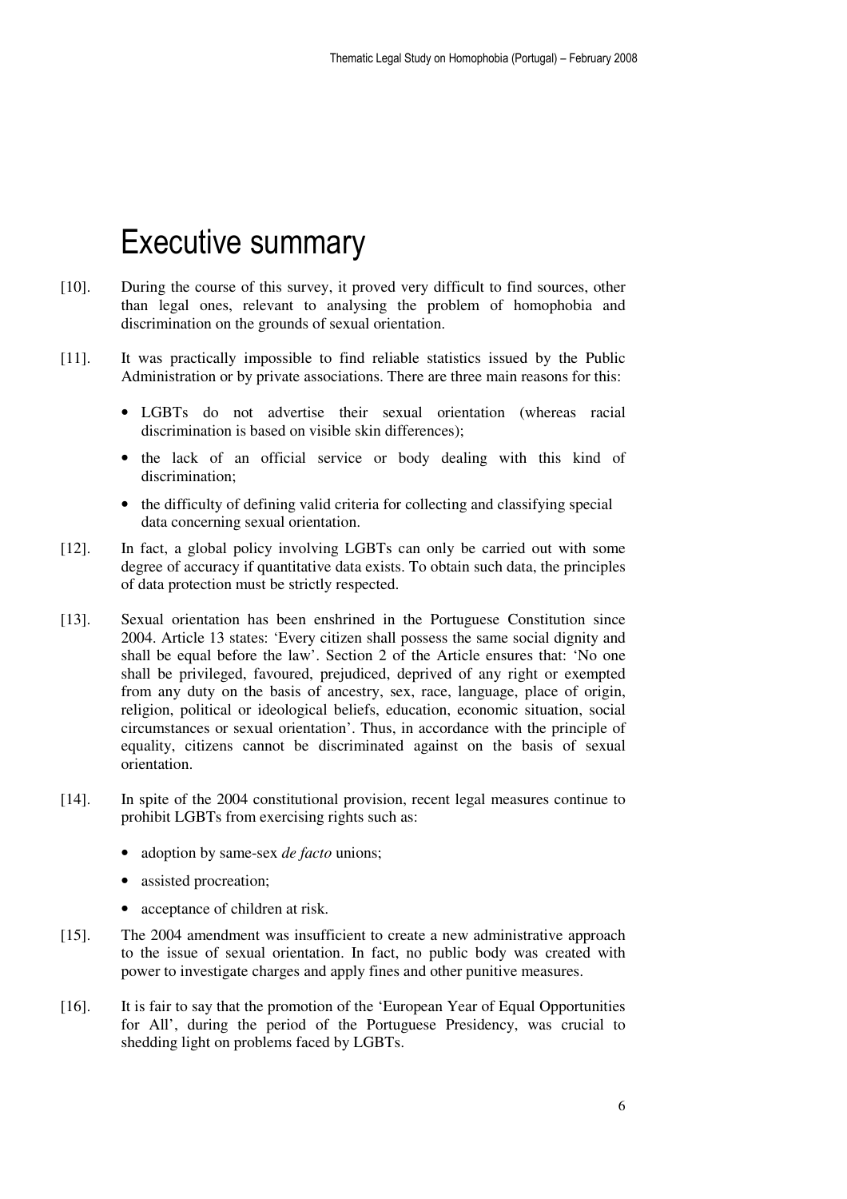# Executive summary

[10]. During the course of this survey, it proved very difficult to find sources, other than legal ones, relevant to analysing the problem of homophobia and discrimination on the grounds of sexual orientation.

[11]. It was practically impossible to find reliable statistics issued by the Public Administration or by private associations. There are three main reasons for this:

- LGBTs do not advertise their sexual orientation (whereas racial discrimination is based on visible skin differences);
- the lack of an official service or body dealing with this kind of discrimination;
- the difficulty of defining valid criteria for collecting and classifying special data concerning sexual orientation.

[12]. In fact, a global policy involving LGBTs can only be carried out with some degree of accuracy if quantitative data exists. To obtain such data, the principles of data protection must be strictly respected.

[13]. Sexual orientation has been enshrined in the Portuguese Constitution since 2004. Article 13 states: 'Every citizen shall possess the same social dignity and shall be equal before the law'. Section 2 of the Article ensures that: 'No one shall be privileged, favoured, prejudiced, deprived of any right or exempted from any duty on the basis of ancestry, sex, race, language, place of origin, religion, political or ideological beliefs, education, economic situation, social circumstances or sexual orientation'. Thus, in accordance with the principle of equality, citizens cannot be discriminated against on the basis of sexual orientation.

[14]. In spite of the 2004 constitutional provision, recent legal measures continue to prohibit LGBTs from exercising rights such as:

- adoption by same-sex *de facto* unions;
- assisted procreation;
- acceptance of children at risk.

[15]. The 2004 amendment was insufficient to create a new administrative approach to the issue of sexual orientation. In fact, no public body was created with power to investigate charges and apply fines and other punitive measures.

[16]. It is fair to say that the promotion of the 'European Year of Equal Opportunities for All', during the period of the Portuguese Presidency, was crucial to shedding light on problems faced by LGBTs.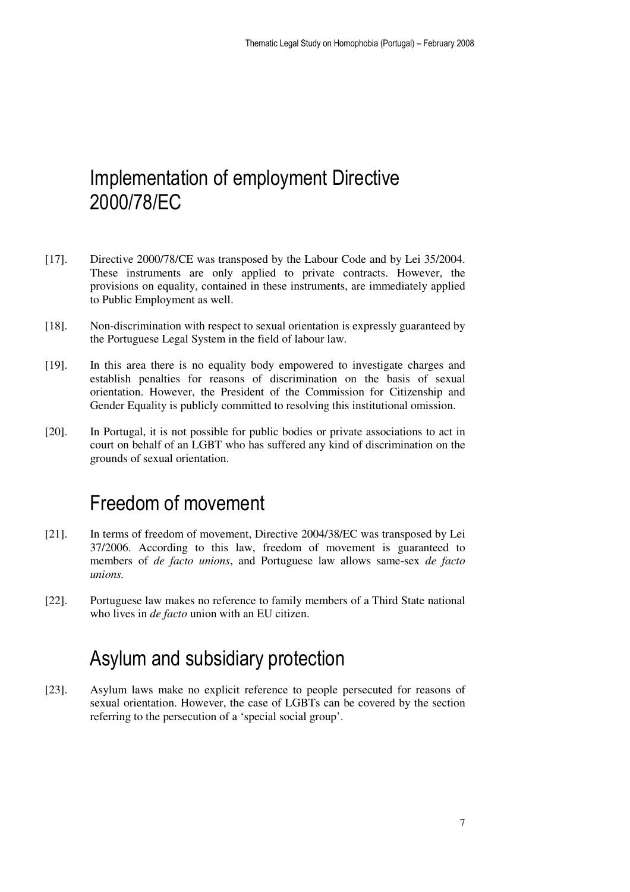# Implementation of employment Directive 2000/78/EC

[17]. Directive 2000/78/CE was transposed by the Labour Code and by Lei 35/2004. These instruments are only applied to private contracts. However, the provisions on equality, contained in these instruments, are immediately applied to Public Employment as well.

[18]. Non-discrimination with respect to sexual orientation is expressly guaranteed by the Portuguese Legal System in the field of labour law.

[19]. In this area there is no equality body empowered to investigate charges and establish penalties for reasons of discrimination on the basis of sexual orientation. However, the President of the Commission for Citizenship and Gender Equality is publicly committed to resolving this institutional omission.

[20]. In Portugal, it is not possible for public bodies or private associations to act in court on behalf of an LGBT who has suffered any kind of discrimination on the grounds of sexual orientation.

# Freedom of movement

[21]. In terms of freedom of movement, Directive 2004/38/EC was transposed by Lei 37/2006. According to this law, freedom of movement is guaranteed to members of *de facto unions*, and Portuguese law allows same-sex *de facto unions.*

[22]. Portuguese law makes no reference to family members of a Third State national who lives in *de facto* union with an EU citizen.

# Asylum and subsidiary protection

[23]. Asylum laws make no explicit reference to people persecuted for reasons of sexual orientation. However, the case of LGBTs can be covered by the section referring to the persecution of a 'special social group'.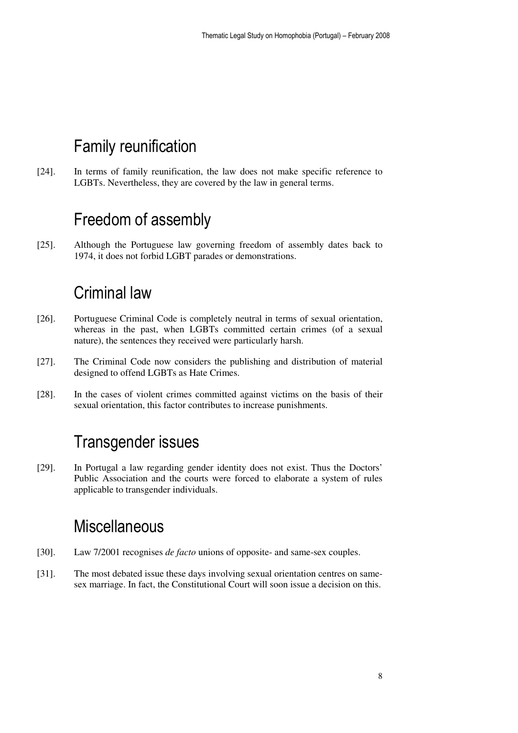## Family reunification

[24]. In terms of family reunification, the law does not make specific reference to LGBTs. Nevertheless, they are covered by the law in general terms.

## Freedom of assembly

[25]. Although the Portuguese law governing freedom of assembly dates back to 1974, it does not forbid LGBT parades or demonstrations.

## Criminal law

[26]. Portuguese Criminal Code is completely neutral in terms of sexual orientation, whereas in the past, when LGBTs committed certain crimes (of a sexual nature), the sentences they received were particularly harsh.

[27]. The Criminal Code now considers the publishing and distribution of material designed to offend LGBTs as Hate Crimes.

[28]. In the cases of violent crimes committed against victims on the basis of their sexual orientation, this factor contributes to increase punishments.

## Transgender issues

[29]. In Portugal a law regarding gender identity does not exist. Thus the Doctors' Public Association and the courts were forced to elaborate a system of rules applicable to transgender individuals.

## Miscellaneous

[30]. Law 7/2001 recognises *de facto* unions of opposite- and same-sex couples.

[31]. The most debated issue these days involving sexual orientation centres on same-sex marriage. In fact, the Constitutional Court will soon issue a decision on this.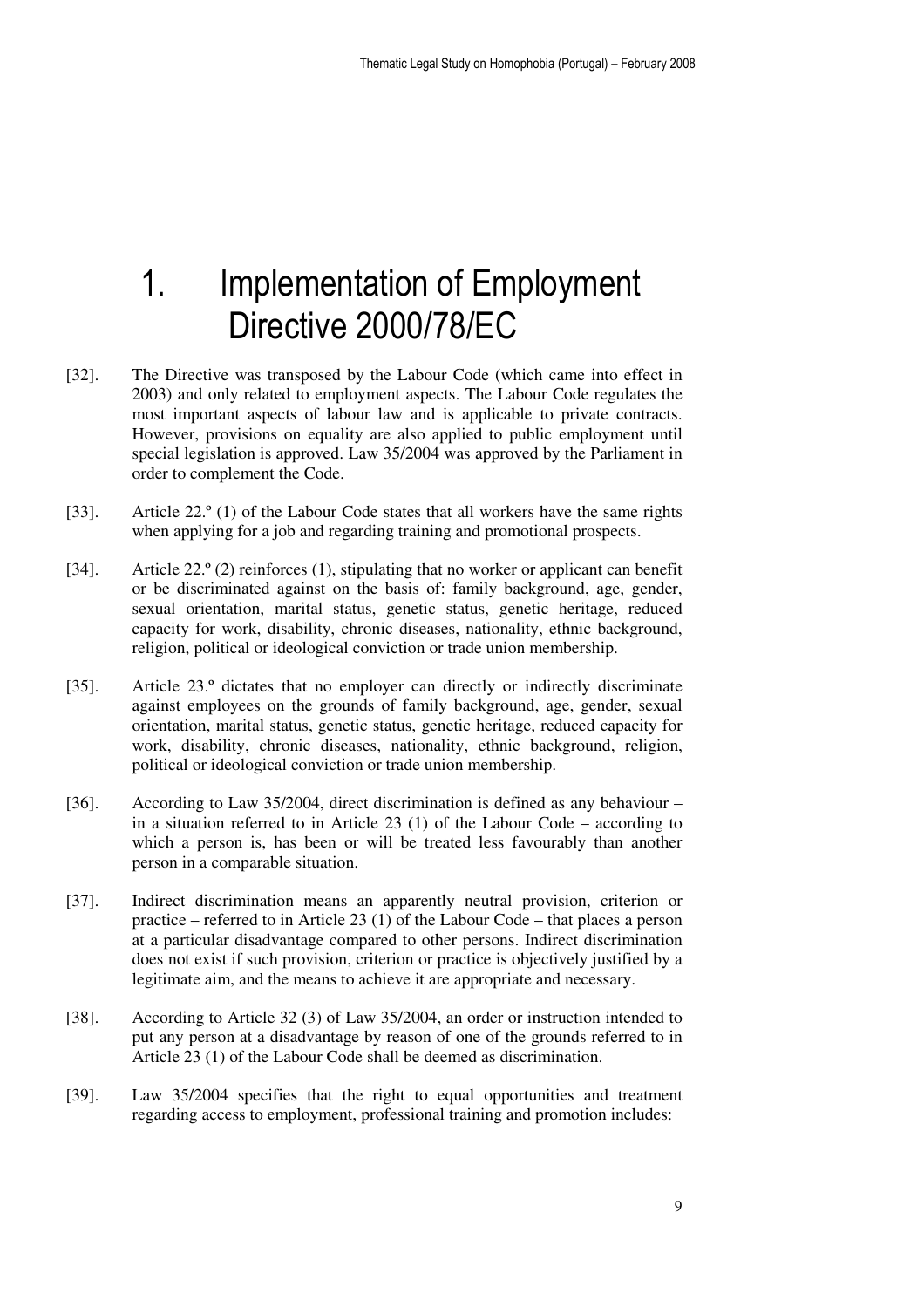# 1. Implementation of Employment Directive 2000/78/EC

[32]. The Directive was transposed by the Labour Code (which came into effect in 2003) and only related to employment aspects. The Labour Code regulates the most important aspects of labour law and is applicable to private contracts. However, provisions on equality are also applied to public employment until special legislation is approved. Law 35/2004 was approved by the Parliament in order to complement the Code.

[33]. Article 22.º (1) of the Labour Code states that all workers have the same rights when applying for a job and regarding training and promotional prospects.

[34]. Article 22.º (2) reinforces (1), stipulating that no worker or applicant can benefit or be discriminated against on the basis of: family background, age, gender, sexual orientation, marital status, genetic status, genetic heritage, reduced capacity for work, disability, chronic diseases, nationality, ethnic background, religion, political or ideological conviction or trade union membership.

[35]. Article 23.º dictates that no employer can directly or indirectly discriminate against employees on the grounds of family background, age, gender, sexual orientation, marital status, genetic status, genetic heritage, reduced capacity for work, disability, chronic diseases, nationality, ethnic background, religion, political or ideological conviction or trade union membership.

[36]. According to Law 35/2004, direct discrimination is defined as any behaviour – in a situation referred to in Article 23 (1) of the Labour Code – according to which a person is, has been or will be treated less favourably than another person in a comparable situation.

[37]. Indirect discrimination means an apparently neutral provision, criterion or practice – referred to in Article 23 (1) of the Labour Code – that places a person at a particular disadvantage compared to other persons. Indirect discrimination does not exist if such provision, criterion or practice is objectively justified by a legitimate aim, and the means to achieve it are appropriate and necessary.

[38]. According to Article 32 (3) of Law 35/2004, an order or instruction intended to put any person at a disadvantage by reason of one of the grounds referred to in Article 23 (1) of the Labour Code shall be deemed as discrimination.

[39]. Law 35/2004 specifies that the right to equal opportunities and treatment regarding access to employment, professional training and promotion includes: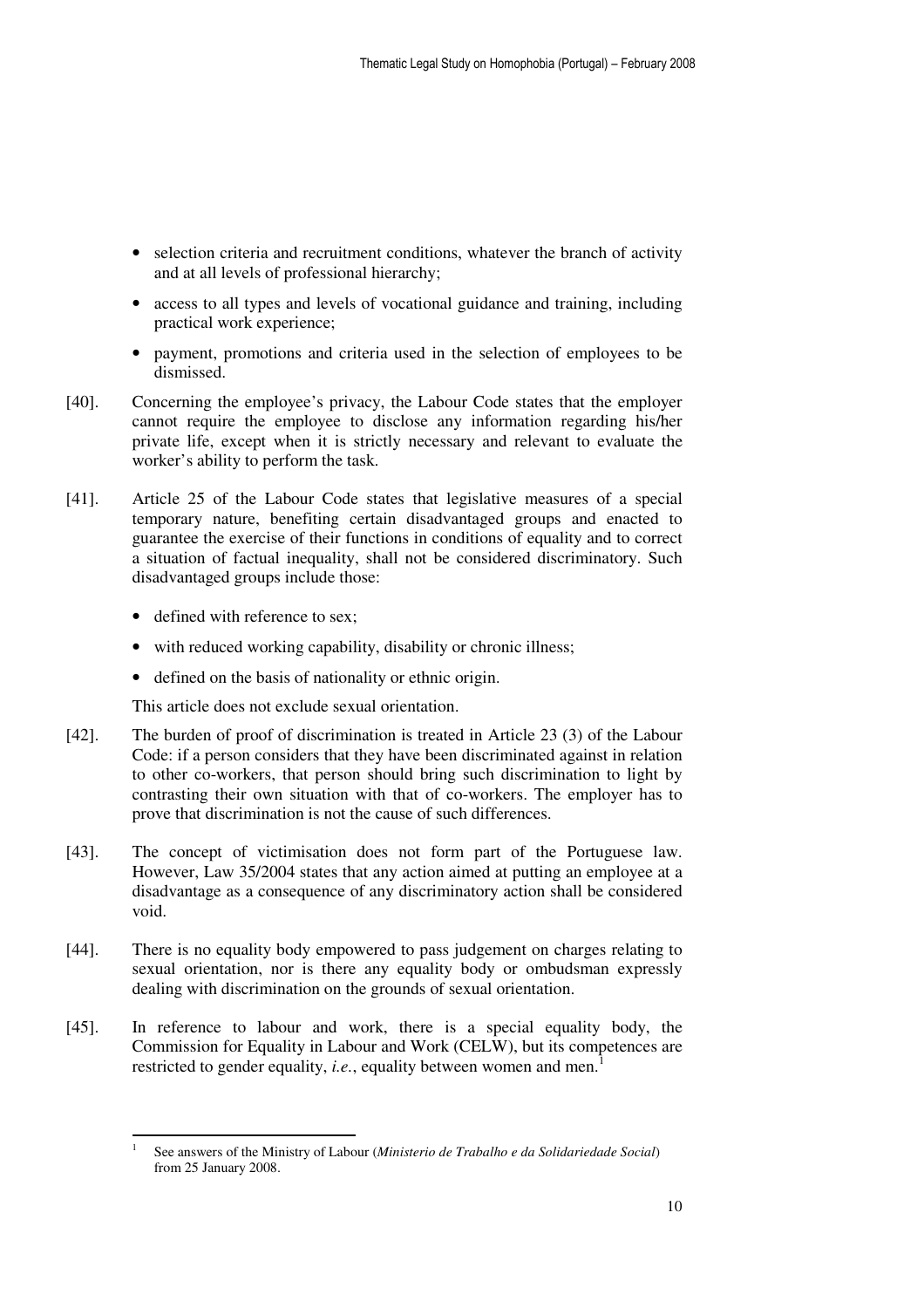- selection criteria and recruitment conditions, whatever the branch of activity and at all levels of professional hierarchy;
- access to all types and levels of vocational guidance and training, including practical work experience;
- payment, promotions and criteria used in the selection of employees to be dismissed.

[40]. Concerning the employee's privacy, the Labour Code states that the employer cannot require the employee to disclose any information regarding his/her private life, except when it is strictly necessary and relevant to evaluate the worker's ability to perform the task.

[41]. Article 25 of the Labour Code states that legislative measures of a special temporary nature, benefiting certain disadvantaged groups and enacted to guarantee the exercise of their functions in conditions of equality and to correct a situation of factual inequality, shall not be considered discriminatory. Such disadvantaged groups include those:

- defined with reference to sex;
- with reduced working capability, disability or chronic illness;
- defined on the basis of nationality or ethnic origin.

This article does not exclude sexual orientation.

[42]. The burden of proof of discrimination is treated in Article 23 (3) of the Labour Code: if a person considers that they have been discriminated against in relation to other co-workers, that person should bring such discrimination to light by contrasting their own situation with that of co-workers. The employer has to prove that discrimination is not the cause of such differences.

[43]. The concept of victimisation does not form part of the Portuguese law. However, Law 35/2004 states that any action aimed at putting an employee at a disadvantage as a consequence of any discriminatory action shall be considered void.

[44]. There is no equality body empowered to pass judgement on charges relating to sexual orientation, nor is there any equality body or ombudsman expressly dealing with discrimination on the grounds of sexual orientation.

[45]. In reference to labour and work, there is a special equality body, the Commission for Equality in Labour and Work (CELW), but its competences are restricted to gender equality, *i.e.*, equality between women and men.[1]

[1] See answers of the Ministry of Labour (*Ministerio de Trabalho e da Solidariedade Social*) from 25 January 2008.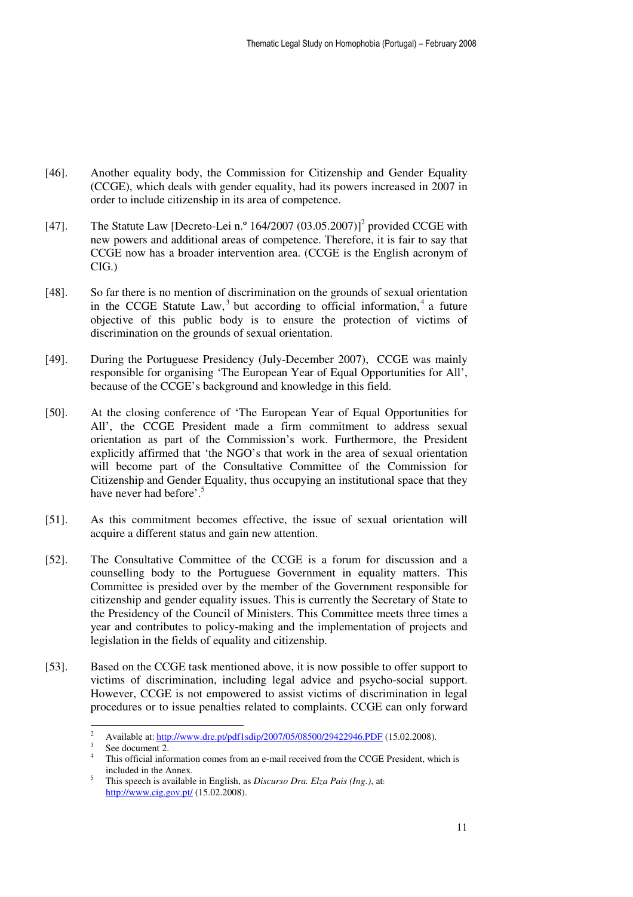[46]. Another equality body, the Commission for Citizenship and Gender Equality (CCGE), which deals with gender equality, had its powers increased in 2007 in order to include citizenship in its area of competence.

[47]. The Statute Law [Decreto-Lei n.º 164/2007 (03.05.2007)][2] provided CCGE with new powers and additional areas of competence. Therefore, it is fair to say that CCGE now has a broader intervention area. (CCGE is the English acronym of CIG.)

[48]. So far there is no mention of discrimination on the grounds of sexual orientation in the CCGE Statute Law,[3] but according to official information,[4] a future objective of this public body is to ensure the protection of victims of discrimination on the grounds of sexual orientation.

[49]. During the Portuguese Presidency (July-December 2007), CCGE was mainly responsible for organising 'The European Year of Equal Opportunities for All', because of the CCGE's background and knowledge in this field.

[50]. At the closing conference of 'The European Year of Equal Opportunities for All', the CCGE President made a firm commitment to address sexual orientation as part of the Commission's work. Furthermore, the President explicitly affirmed that 'the NGO's that work in the area of sexual orientation will become part of the Consultative Committee of the Commission for Citizenship and Gender Equality, thus occupying an institutional space that they have never had before'.[5]

[51]. As this commitment becomes effective, the issue of sexual orientation will acquire a different status and gain new attention.

[52]. The Consultative Committee of the CCGE is a forum for discussion and a counselling body to the Portuguese Government in equality matters. This Committee is presided over by the member of the Government responsible for citizenship and gender equality issues. This is currently the Secretary of State to the Presidency of the Council of Ministers. This Committee meets three times a year and contributes to policy-making and the implementation of projects and legislation in the fields of equality and citizenship.

[53]. Based on the CCGE task mentioned above, it is now possible to offer support to victims of discrimination, including legal advice and psycho-social support. However, CCGE is not empowered to assist victims of discrimination in legal procedures or to issue penalties related to complaints. CCGE can only forward

---

[2] Available at: http://www.dre.pt/pdf1sdip/2007/05/08500/29422946.PDF (15.02.2008).

[3] See document 2.

[4] This official information comes from an e-mail received from the CCGE President, which is included in the Annex.

[5] This speech is available in English, as *Discurso Dra. Elza Pais (Ing.)*, at: http://www.cig.gov.pt/ (15.02.2008).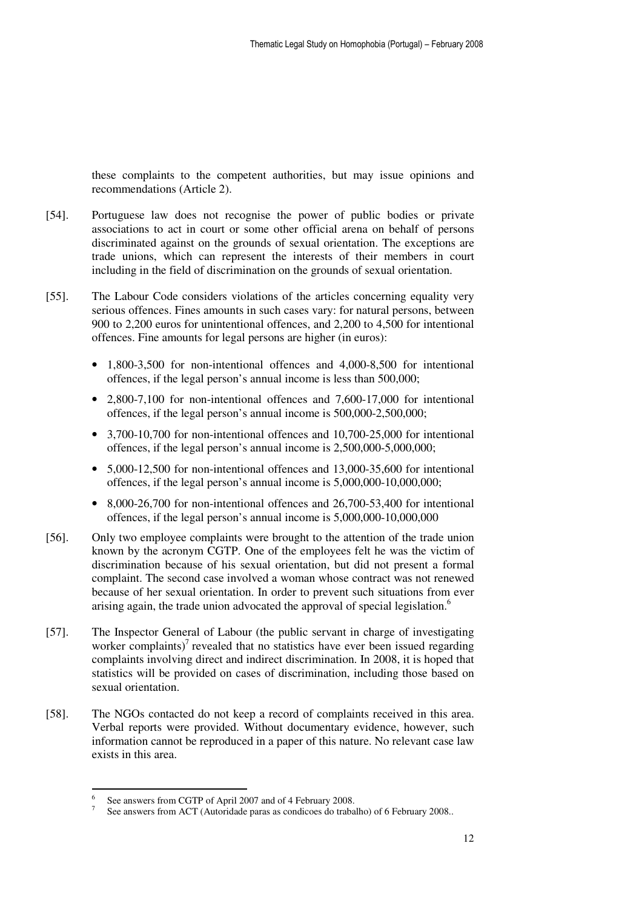these complaints to the competent authorities, but may issue opinions and recommendations (Article 2).

[54]. Portuguese law does not recognise the power of public bodies or private associations to act in court or some other official arena on behalf of persons discriminated against on the grounds of sexual orientation. The exceptions are trade unions, which can represent the interests of their members in court including in the field of discrimination on the grounds of sexual orientation.

[55]. The Labour Code considers violations of the articles concerning equality very serious offences. Fines amounts in such cases vary: for natural persons, between 900 to 2,200 euros for unintentional offences, and 2,200 to 4,500 for intentional offences. Fine amounts for legal persons are higher (in euros):

- 1,800-3,500 for non-intentional offences and 4,000-8,500 for intentional offences, if the legal person's annual income is less than 500,000;
- 2,800-7,100 for non-intentional offences and 7,600-17,000 for intentional offences, if the legal person's annual income is 500,000-2,500,000;
- 3,700-10,700 for non-intentional offences and 10,700-25,000 for intentional offences, if the legal person's annual income is 2,500,000-5,000,000;
- 5,000-12,500 for non-intentional offences and 13,000-35,600 for intentional offences, if the legal person's annual income is 5,000,000-10,000,000;
- 8,000-26,700 for non-intentional offences and 26,700-53,400 for intentional offences, if the legal person's annual income is 5,000,000-10,000,000

[56]. Only two employee complaints were brought to the attention of the trade union known by the acronym CGTP. One of the employees felt he was the victim of discrimination because of his sexual orientation, but did not present a formal complaint. The second case involved a woman whose contract was not renewed because of her sexual orientation. In order to prevent such situations from ever arising again, the trade union advocated the approval of special legislation.[6]

[57]. The Inspector General of Labour (the public servant in charge of investigating worker complaints)[7] revealed that no statistics have ever been issued regarding complaints involving direct and indirect discrimination. In 2008, it is hoped that statistics will be provided on cases of discrimination, including those based on sexual orientation.

[58]. The NGOs contacted do not keep a record of complaints received in this area. Verbal reports were provided. Without documentary evidence, however, such information cannot be reproduced in a paper of this nature. No relevant case law exists in this area.

---

[6] See answers from CGTP of April 2007 and of 4 February 2008.

[7] See answers from ACT (Autoridade paras as condicoes do trabalho) of 6 February 2008..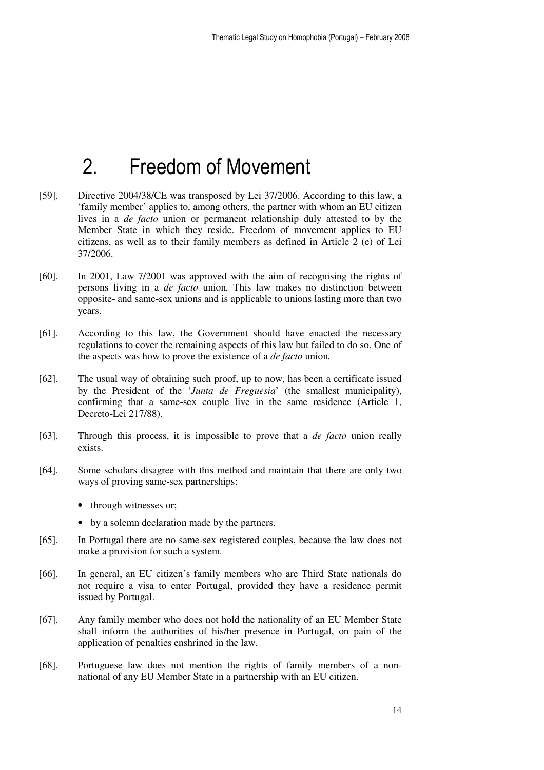# 2. Freedom of Movement

[59]. Directive 2004/38/CE was transposed by Lei 37/2006. According to this law, a 'family member' applies to, among others, the partner with whom an EU citizen lives in a *de facto* union or permanent relationship duly attested to by the Member State in which they reside. Freedom of movement applies to EU citizens, as well as to their family members as defined in Article 2 (e) of Lei 37/2006.

[60]. In 2001, Law 7/2001 was approved with the aim of recognising the rights of persons living in a *de facto* union*.* This law makes no distinction between opposite- and same-sex unions and is applicable to unions lasting more than two years.

[61]. According to this law, the Government should have enacted the necessary regulations to cover the remaining aspects of this law but failed to do so. One of the aspects was how to prove the existence of a *de facto* union*.*

[62]. The usual way of obtaining such proof, up to now, has been a certificate issued by the President of the '*Junta de Freguesia*' (the smallest municipality), confirming that a same-sex couple live in the same residence (Article 1, Decreto-Lei 217/88).

[63]. Through this process, it is impossible to prove that a *de facto* union really exists.

[64]. Some scholars disagree with this method and maintain that there are only two ways of proving same-sex partnerships:

- through witnesses or;
- by a solemn declaration made by the partners.

[65]. In Portugal there are no same-sex registered couples, because the law does not make a provision for such a system.

[66]. In general, an EU citizen's family members who are Third State nationals do not require a visa to enter Portugal, provided they have a residence permit issued by Portugal.

[67]. Any family member who does not hold the nationality of an EU Member State shall inform the authorities of his/her presence in Portugal, on pain of the application of penalties enshrined in the law.

[68]. Portuguese law does not mention the rights of family members of a non-national of any EU Member State in a partnership with an EU citizen.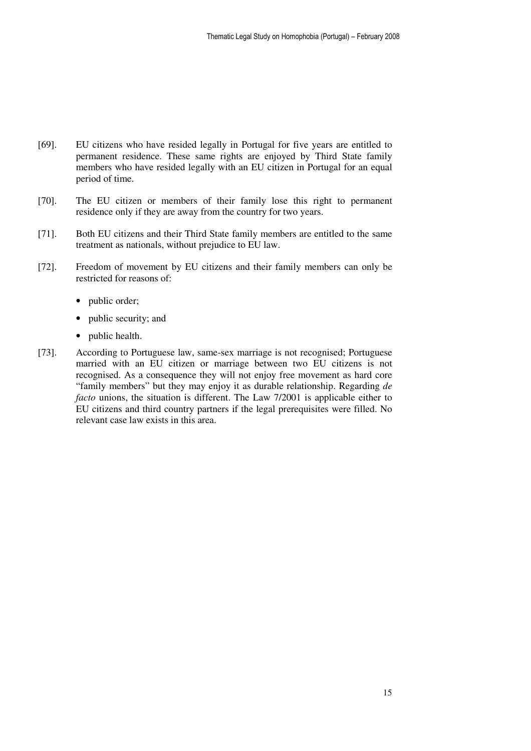[69]. EU citizens who have resided legally in Portugal for five years are entitled to permanent residence. These same rights are enjoyed by Third State family members who have resided legally with an EU citizen in Portugal for an equal period of time.

[70]. The EU citizen or members of their family lose this right to permanent residence only if they are away from the country for two years.

[71]. Both EU citizens and their Third State family members are entitled to the same treatment as nationals, without prejudice to EU law.

[72]. Freedom of movement by EU citizens and their family members can only be restricted for reasons of:

- public order;
- public security; and
- public health.

[73]. According to Portuguese law, same-sex marriage is not recognised; Portuguese married with an EU citizen or marriage between two EU citizens is not recognised. As a consequence they will not enjoy free movement as hard core "family members" but they may enjoy it as durable relationship. Regarding *de facto* unions, the situation is different. The Law 7/2001 is applicable either to EU citizens and third country partners if the legal prerequisites were filled. No relevant case law exists in this area.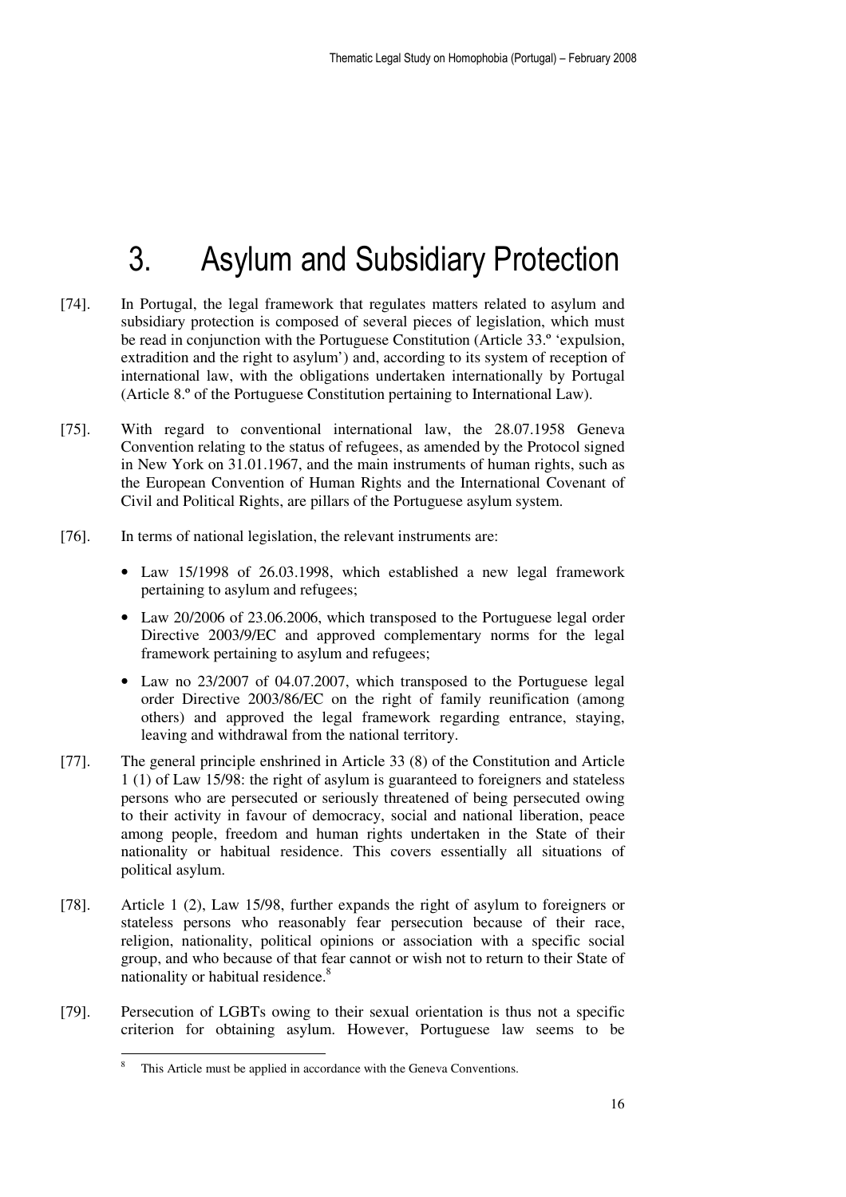# 3. Asylum and Subsidiary Protection

[74]. In Portugal, the legal framework that regulates matters related to asylum and subsidiary protection is composed of several pieces of legislation, which must be read in conjunction with the Portuguese Constitution (Article 33.º 'expulsion, extradition and the right to asylum') and, according to its system of reception of international law, with the obligations undertaken internationally by Portugal (Article 8.º of the Portuguese Constitution pertaining to International Law).

[75]. With regard to conventional international law, the 28.07.1958 Geneva Convention relating to the status of refugees, as amended by the Protocol signed in New York on 31.01.1967, and the main instruments of human rights, such as the European Convention of Human Rights and the International Covenant of Civil and Political Rights, are pillars of the Portuguese asylum system.

[76]. In terms of national legislation, the relevant instruments are:

- Law 15/1998 of 26.03.1998, which established a new legal framework pertaining to asylum and refugees;
- Law 20/2006 of 23.06.2006, which transposed to the Portuguese legal order Directive 2003/9/EC and approved complementary norms for the legal framework pertaining to asylum and refugees;
- Law no 23/2007 of 04.07.2007, which transposed to the Portuguese legal order Directive 2003/86/EC on the right of family reunification (among others) and approved the legal framework regarding entrance, staying, leaving and withdrawal from the national territory.

[77]. The general principle enshrined in Article 33 (8) of the Constitution and Article 1 (1) of Law 15/98: the right of asylum is guaranteed to foreigners and stateless persons who are persecuted or seriously threatened of being persecuted owing to their activity in favour of democracy, social and national liberation, peace among people, freedom and human rights undertaken in the State of their nationality or habitual residence. This covers essentially all situations of political asylum.

[78]. Article 1 (2), Law 15/98, further expands the right of asylum to foreigners or stateless persons who reasonably fear persecution because of their race, religion, nationality, political opinions or association with a specific social group, and who because of that fear cannot or wish not to return to their State of nationality or habitual residence.[8]

[79]. Persecution of LGBTs owing to their sexual orientation is thus not a specific criterion for obtaining asylum. However, Portuguese law seems to be

[8] This Article must be applied in accordance with the Geneva Conventions.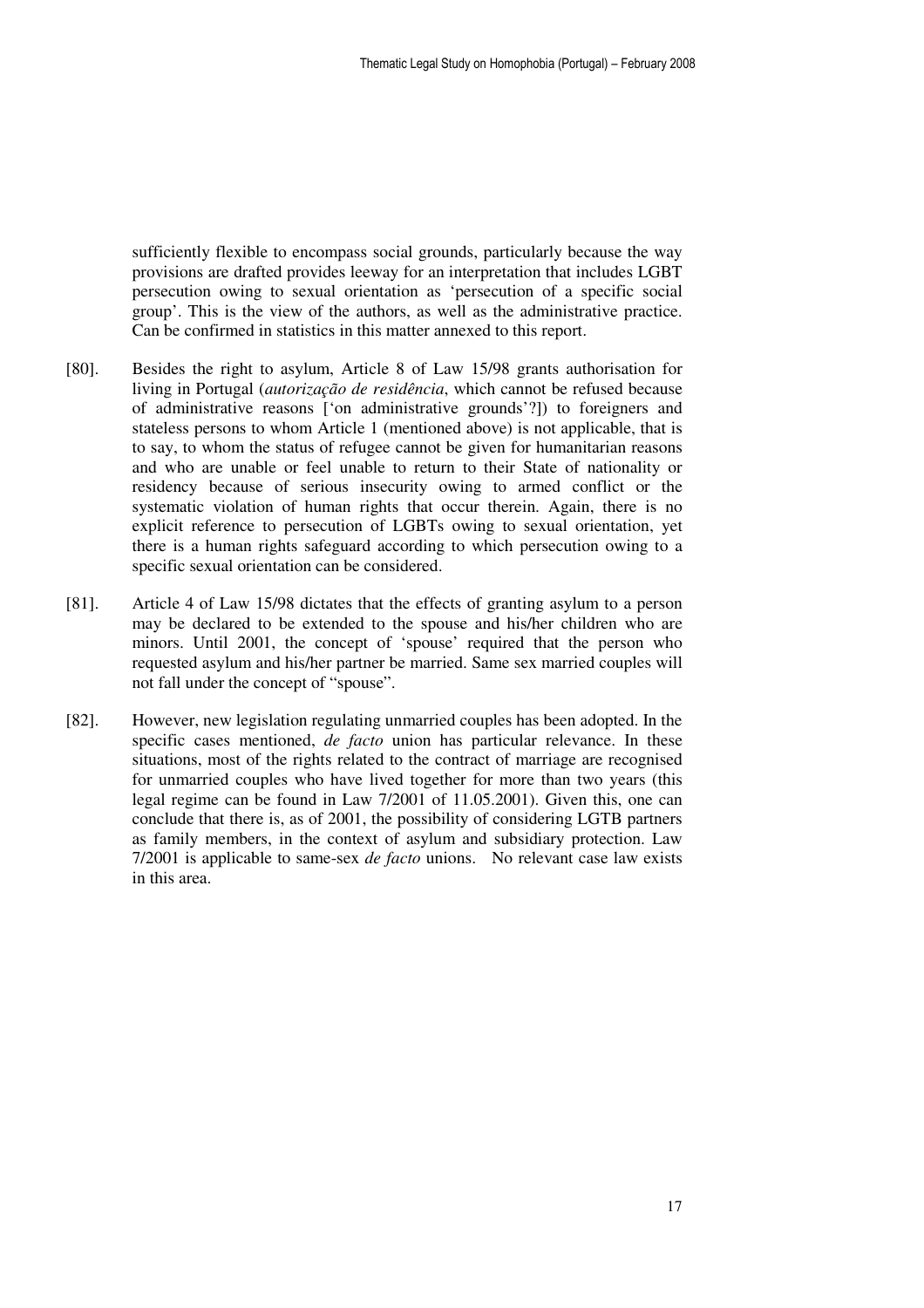sufficiently flexible to encompass social grounds, particularly because the way provisions are drafted provides leeway for an interpretation that includes LGBT persecution owing to sexual orientation as 'persecution of a specific social group'. This is the view of the authors, as well as the administrative practice. Can be confirmed in statistics in this matter annexed to this report.

[80]. Besides the right to asylum, Article 8 of Law 15/98 grants authorisation for living in Portugal (*autorização de residência*, which cannot be refused because of administrative reasons ['on administrative grounds'?]) to foreigners and stateless persons to whom Article 1 (mentioned above) is not applicable, that is to say, to whom the status of refugee cannot be given for humanitarian reasons and who are unable or feel unable to return to their State of nationality or residency because of serious insecurity owing to armed conflict or the systematic violation of human rights that occur therein. Again, there is no explicit reference to persecution of LGBTs owing to sexual orientation, yet there is a human rights safeguard according to which persecution owing to a specific sexual orientation can be considered.

[81]. Article 4 of Law 15/98 dictates that the effects of granting asylum to a person may be declared to be extended to the spouse and his/her children who are minors. Until 2001, the concept of 'spouse' required that the person who requested asylum and his/her partner be married. Same sex married couples will not fall under the concept of "spouse".

[82]. However, new legislation regulating unmarried couples has been adopted. In the specific cases mentioned, *de facto* union has particular relevance. In these situations, most of the rights related to the contract of marriage are recognised for unmarried couples who have lived together for more than two years (this legal regime can be found in Law 7/2001 of 11.05.2001). Given this, one can conclude that there is, as of 2001, the possibility of considering LGTB partners as family members, in the context of asylum and subsidiary protection. Law 7/2001 is applicable to same-sex *de facto* unions. No relevant case law exists in this area.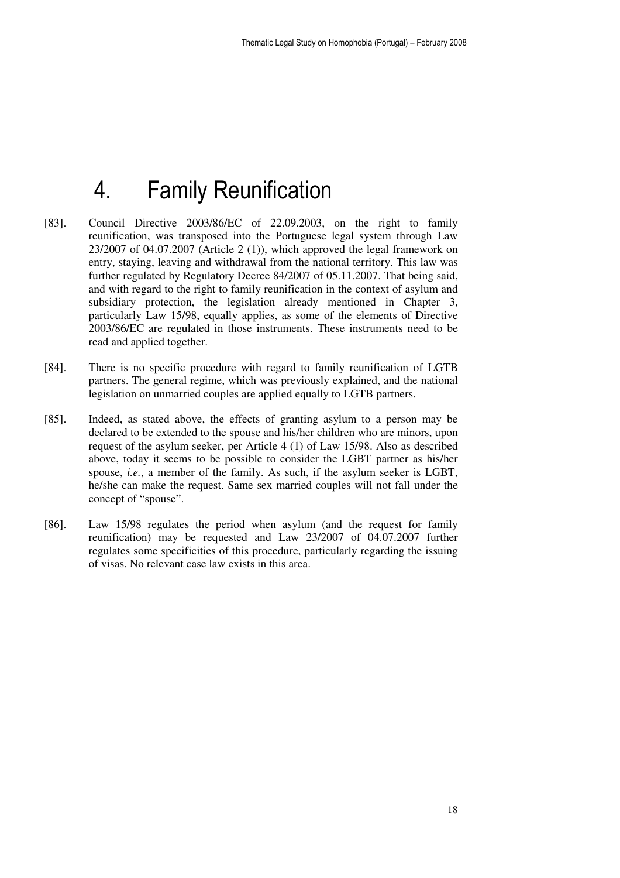# 4. Family Reunification

[83]. Council Directive 2003/86/EC of 22.09.2003, on the right to family reunification, was transposed into the Portuguese legal system through Law 23/2007 of 04.07.2007 (Article 2 (1)), which approved the legal framework on entry, staying, leaving and withdrawal from the national territory. This law was further regulated by Regulatory Decree 84/2007 of 05.11.2007. That being said, and with regard to the right to family reunification in the context of asylum and subsidiary protection, the legislation already mentioned in Chapter 3, particularly Law 15/98, equally applies, as some of the elements of Directive 2003/86/EC are regulated in those instruments. These instruments need to be read and applied together.

[84]. There is no specific procedure with regard to family reunification of LGTB partners. The general regime, which was previously explained, and the national legislation on unmarried couples are applied equally to LGTB partners.

[85]. Indeed, as stated above, the effects of granting asylum to a person may be declared to be extended to the spouse and his/her children who are minors, upon request of the asylum seeker, per Article 4 (1) of Law 15/98. Also as described above, today it seems to be possible to consider the LGBT partner as his/her spouse, *i.e.*, a member of the family. As such, if the asylum seeker is LGBT, he/she can make the request. Same sex married couples will not fall under the concept of "spouse".

[86]. Law 15/98 regulates the period when asylum (and the request for family reunification) may be requested and Law 23/2007 of 04.07.2007 further regulates some specificities of this procedure, particularly regarding the issuing of visas. No relevant case law exists in this area.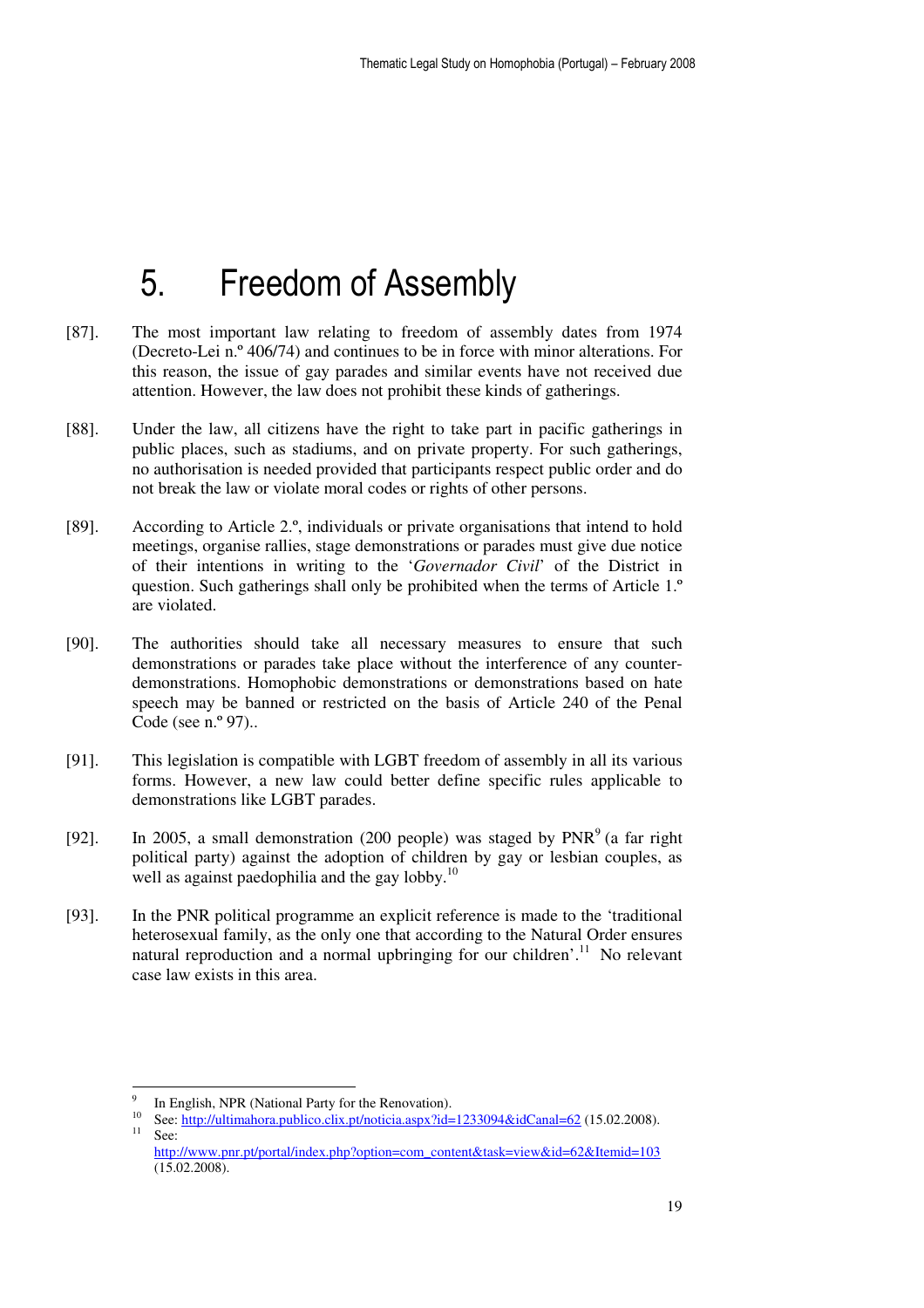# 5. Freedom of Assembly

[87]. The most important law relating to freedom of assembly dates from 1974 (Decreto-Lei n.º 406/74) and continues to be in force with minor alterations. For this reason, the issue of gay parades and similar events have not received due attention. However, the law does not prohibit these kinds of gatherings.

[88]. Under the law, all citizens have the right to take part in pacific gatherings in public places, such as stadiums, and on private property. For such gatherings, no authorisation is needed provided that participants respect public order and do not break the law or violate moral codes or rights of other persons.

[89]. According to Article 2.º, individuals or private organisations that intend to hold meetings, organise rallies, stage demonstrations or parades must give due notice of their intentions in writing to the '*Governador Civil*' of the District in question. Such gatherings shall only be prohibited when the terms of Article 1.º are violated.

[90]. The authorities should take all necessary measures to ensure that such demonstrations or parades take place without the interference of any counter-demonstrations. Homophobic demonstrations or demonstrations based on hate speech may be banned or restricted on the basis of Article 240 of the Penal Code (see n.º 97)..

[91]. This legislation is compatible with LGBT freedom of assembly in all its various forms. However, a new law could better define specific rules applicable to demonstrations like LGBT parades.

[92]. In 2005, a small demonstration (200 people) was staged by PNR[9] (a far right political party) against the adoption of children by gay or lesbian couples, as well as against paedophilia and the gay lobby.[10]

[93]. In the PNR political programme an explicit reference is made to the 'traditional heterosexual family, as the only one that according to the Natural Order ensures natural reproduction and a normal upbringing for our children'.[11] No relevant case law exists in this area.

---

[9] In English, NPR (National Party for the Renovation).

[10] See: http://ultimahora.publico.clix.pt/noticia.aspx?id=1233094&idCanal=62 (15.02.2008).

[11] See: http://www.pnr.pt/portal/index.php?option=com_content&task=view&id=62&Itemid=103 (15.02.2008).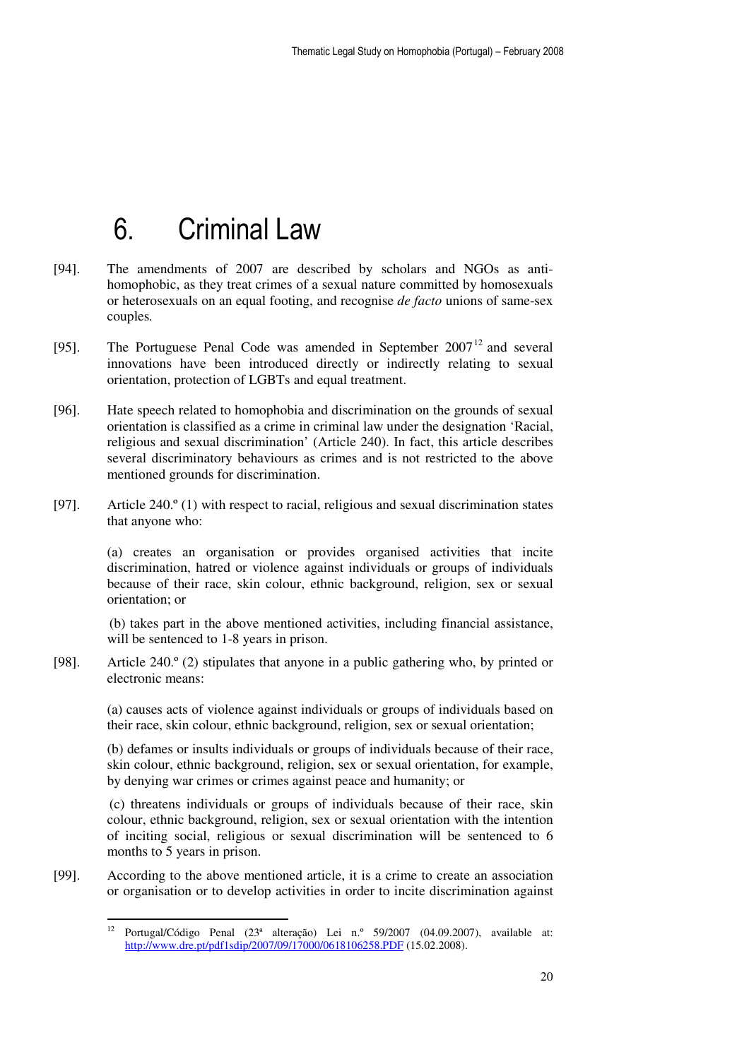# 6. Criminal Law

[94]. The amendments of 2007 are described by scholars and NGOs as anti-homophobic, as they treat crimes of a sexual nature committed by homosexuals or heterosexuals on an equal footing, and recognise *de facto* unions of same-sex couples.

[95]. The Portuguese Penal Code was amended in September 2007[12] and several innovations have been introduced directly or indirectly relating to sexual orientation, protection of LGBTs and equal treatment.

[96]. Hate speech related to homophobia and discrimination on the grounds of sexual orientation is classified as a crime in criminal law under the designation 'Racial, religious and sexual discrimination' (Article 240). In fact, this article describes several discriminatory behaviours as crimes and is not restricted to the above mentioned grounds for discrimination.

[97]. Article 240.º (1) with respect to racial, religious and sexual discrimination states that anyone who:

> (a) creates an organisation or provides organised activities that incite discrimination, hatred or violence against individuals or groups of individuals because of their race, skin colour, ethnic background, religion, sex or sexual orientation; or
>
> (b) takes part in the above mentioned activities, including financial assistance, will be sentenced to 1-8 years in prison.

[98]. Article 240.º (2) stipulates that anyone in a public gathering who, by printed or electronic means:

> (a) causes acts of violence against individuals or groups of individuals based on their race, skin colour, ethnic background, religion, sex or sexual orientation;
>
> (b) defames or insults individuals or groups of individuals because of their race, skin colour, ethnic background, religion, sex or sexual orientation, for example, by denying war crimes or crimes against peace and humanity; or
>
> (c) threatens individuals or groups of individuals because of their race, skin colour, ethnic background, religion, sex or sexual orientation with the intention of inciting social, religious or sexual discrimination will be sentenced to 6 months to 5 years in prison.

[99]. According to the above mentioned article, it is a crime to create an association or organisation or to develop activities in order to incite discrimination against

---

[12] Portugal/Código Penal (23ª alteração) Lei n.º 59/2007 (04.09.2007), available at: http://www.dre.pt/pdf1sdip/2007/09/17000/0618106258.PDF (15.02.2008).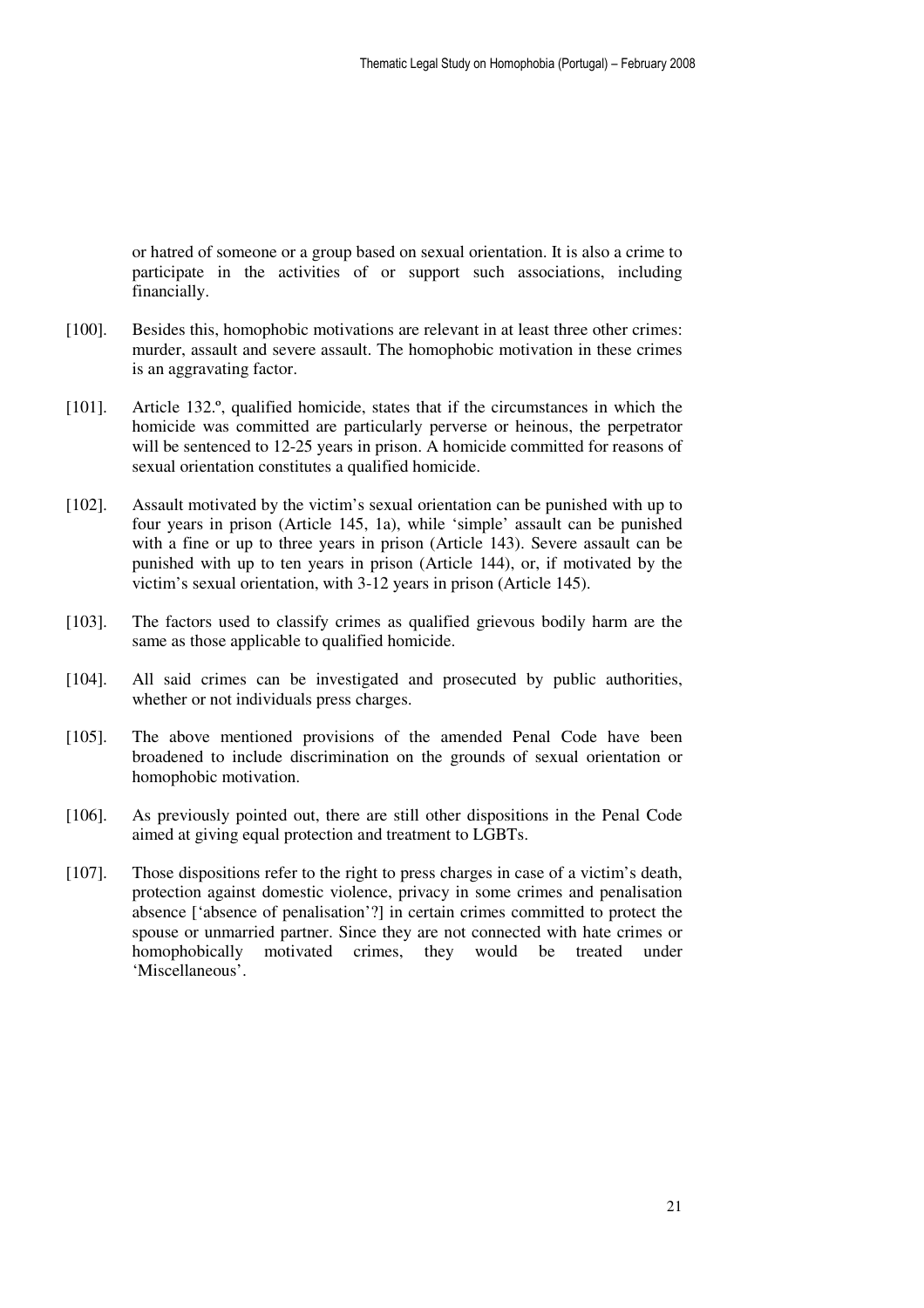or hatred of someone or a group based on sexual orientation. It is also a crime to participate in the activities of or support such associations, including financially.

[100]. Besides this, homophobic motivations are relevant in at least three other crimes: murder, assault and severe assault. The homophobic motivation in these crimes is an aggravating factor.

[101]. Article 132.º, qualified homicide, states that if the circumstances in which the homicide was committed are particularly perverse or heinous, the perpetrator will be sentenced to 12-25 years in prison. A homicide committed for reasons of sexual orientation constitutes a qualified homicide.

[102]. Assault motivated by the victim's sexual orientation can be punished with up to four years in prison (Article 145, 1a), while 'simple' assault can be punished with a fine or up to three years in prison (Article 143). Severe assault can be punished with up to ten years in prison (Article 144), or, if motivated by the victim's sexual orientation, with 3-12 years in prison (Article 145).

[103]. The factors used to classify crimes as qualified grievous bodily harm are the same as those applicable to qualified homicide.

[104]. All said crimes can be investigated and prosecuted by public authorities, whether or not individuals press charges.

[105]. The above mentioned provisions of the amended Penal Code have been broadened to include discrimination on the grounds of sexual orientation or homophobic motivation.

[106]. As previously pointed out, there are still other dispositions in the Penal Code aimed at giving equal protection and treatment to LGBTs.

[107]. Those dispositions refer to the right to press charges in case of a victim's death, protection against domestic violence, privacy in some crimes and penalisation absence ['absence of penalisation'?] in certain crimes committed to protect the spouse or unmarried partner. Since they are not connected with hate crimes or homophobically motivated crimes, they would be treated under 'Miscellaneous'.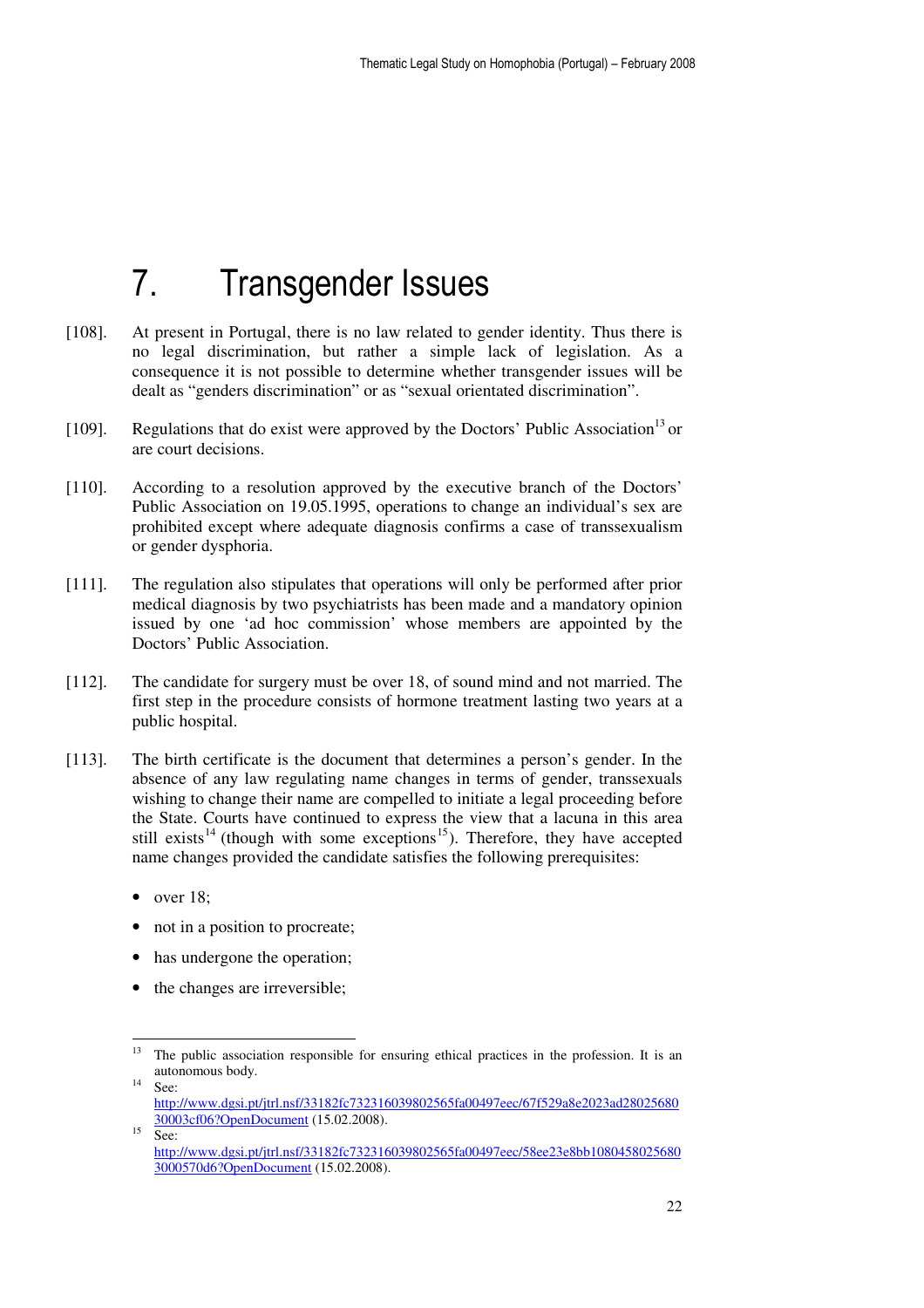# 7. Transgender Issues

[108]. At present in Portugal, there is no law related to gender identity. Thus there is no legal discrimination, but rather a simple lack of legislation. As a consequence it is not possible to determine whether transgender issues will be dealt as "genders discrimination" or as "sexual orientated discrimination".

[109]. Regulations that do exist were approved by the Doctors' Public Association[13] or are court decisions.

[110]. According to a resolution approved by the executive branch of the Doctors' Public Association on 19.05.1995, operations to change an individual's sex are prohibited except where adequate diagnosis confirms a case of transsexualism or gender dysphoria.

[111]. The regulation also stipulates that operations will only be performed after prior medical diagnosis by two psychiatrists has been made and a mandatory opinion issued by one 'ad hoc commission' whose members are appointed by the Doctors' Public Association.

[112]. The candidate for surgery must be over 18, of sound mind and not married. The first step in the procedure consists of hormone treatment lasting two years at a public hospital.

[113]. The birth certificate is the document that determines a person's gender. In the absence of any law regulating name changes in terms of gender, transsexuals wishing to change their name are compelled to initiate a legal proceeding before the State. Courts have continued to express the view that a lacuna in this area still exists[14] (though with some exceptions[15]). Therefore, they have accepted name changes provided the candidate satisfies the following prerequisites:

- over 18;
- not in a position to procreate;
- has undergone the operation;
- the changes are irreversible;

---

[13] The public association responsible for ensuring ethical practices in the profession. It is an autonomous body.

[14] See: http://www.dgsi.pt/jtrl.nsf/33182fc732316039802565fa00497eec/67f529a8e2023ad2802568030003cf06?OpenDocument (15.02.2008).

[15] See: http://www.dgsi.pt/jtrl.nsf/33182fc732316039802565fa00497eec/58ee23e8bb10804580256803000570d6?OpenDocument (15.02.2008).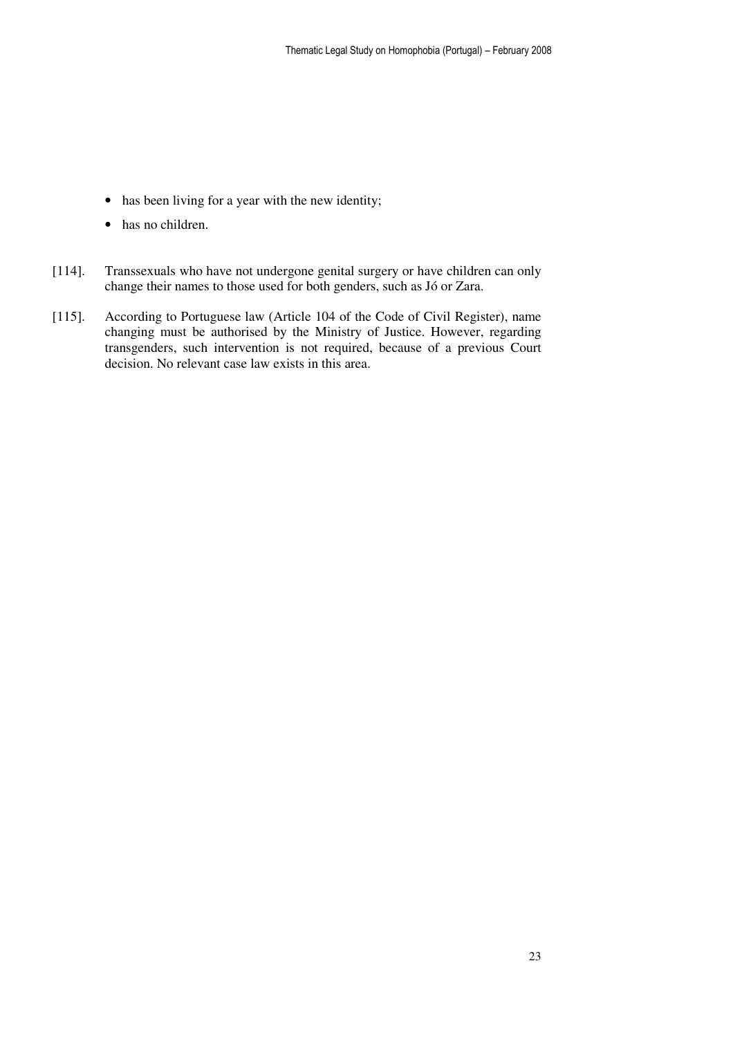- has been living for a year with the new identity;
- has no children.

[114]. Transsexuals who have not undergone genital surgery or have children can only change their names to those used for both genders, such as Jó or Zara.

[115]. According to Portuguese law (Article 104 of the Code of Civil Register), name changing must be authorised by the Ministry of Justice. However, regarding transgenders, such intervention is not required, because of a previous Court decision. No relevant case law exists in this area.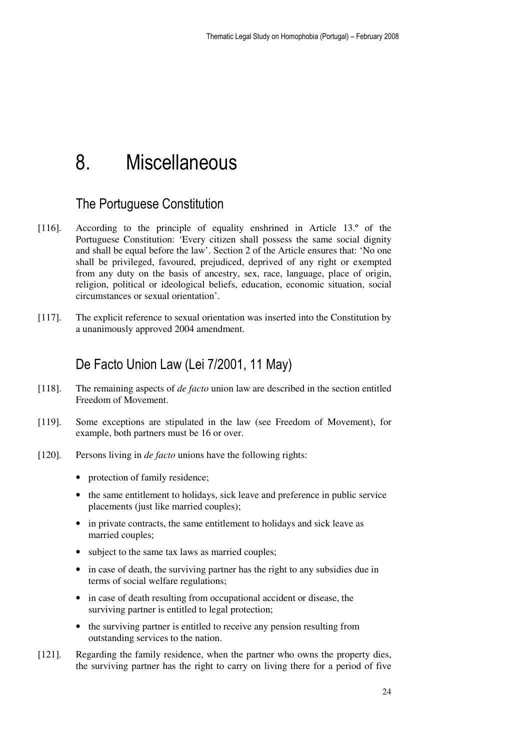# 8. Miscellaneous

## The Portuguese Constitution

[116]. According to the principle of equality enshrined in Article 13.º of the Portuguese Constitution: 'Every citizen shall possess the same social dignity and shall be equal before the law'. Section 2 of the Article ensures that: 'No one shall be privileged, favoured, prejudiced, deprived of any right or exempted from any duty on the basis of ancestry, sex, race, language, place of origin, religion, political or ideological beliefs, education, economic situation, social circumstances or sexual orientation'.

[117]. The explicit reference to sexual orientation was inserted into the Constitution by a unanimously approved 2004 amendment.

## De Facto Union Law (Lei 7/2001, 11 May)

[118]. The remaining aspects of *de facto* union law are described in the section entitled Freedom of Movement.

[119]. Some exceptions are stipulated in the law (see Freedom of Movement), for example, both partners must be 16 or over.

[120]. Persons living in *de facto* unions have the following rights:

- protection of family residence;
- the same entitlement to holidays, sick leave and preference in public service placements (just like married couples);
- in private contracts, the same entitlement to holidays and sick leave as married couples;
- subject to the same tax laws as married couples;
- in case of death, the surviving partner has the right to any subsidies due in terms of social welfare regulations;
- in case of death resulting from occupational accident or disease, the surviving partner is entitled to legal protection;
- the surviving partner is entitled to receive any pension resulting from outstanding services to the nation.

[121]. Regarding the family residence, when the partner who owns the property dies, the surviving partner has the right to carry on living there for a period of five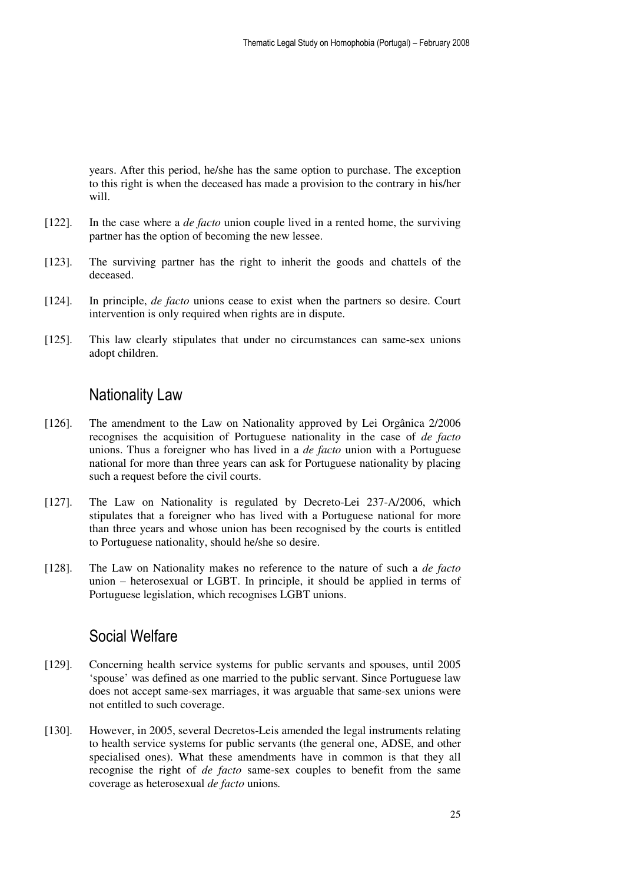years. After this period, he/she has the same option to purchase. The exception to this right is when the deceased has made a provision to the contrary in his/her will.

[122]. In the case where a *de facto* union couple lived in a rented home, the surviving partner has the option of becoming the new lessee.

[123]. The surviving partner has the right to inherit the goods and chattels of the deceased.

[124]. In principle, *de facto* unions cease to exist when the partners so desire. Court intervention is only required when rights are in dispute.

[125]. This law clearly stipulates that under no circumstances can same-sex unions adopt children.

## Nationality Law

[126]. The amendment to the Law on Nationality approved by Lei Orgânica 2/2006 recognises the acquisition of Portuguese nationality in the case of *de facto* unions. Thus a foreigner who has lived in a *de facto* union with a Portuguese national for more than three years can ask for Portuguese nationality by placing such a request before the civil courts.

[127]. The Law on Nationality is regulated by Decreto-Lei 237-A/2006, which stipulates that a foreigner who has lived with a Portuguese national for more than three years and whose union has been recognised by the courts is entitled to Portuguese nationality, should he/she so desire.

[128]. The Law on Nationality makes no reference to the nature of such a *de facto* union – heterosexual or LGBT. In principle, it should be applied in terms of Portuguese legislation, which recognises LGBT unions.

## Social Welfare

[129]. Concerning health service systems for public servants and spouses, until 2005 'spouse' was defined as one married to the public servant. Since Portuguese law does not accept same-sex marriages, it was arguable that same-sex unions were not entitled to such coverage.

[130]. However, in 2005, several Decretos-Leis amended the legal instruments relating to health service systems for public servants (the general one, ADSE, and other specialised ones). What these amendments have in common is that they all recognise the right of *de facto* same-sex couples to benefit from the same coverage as heterosexual *de facto* unions.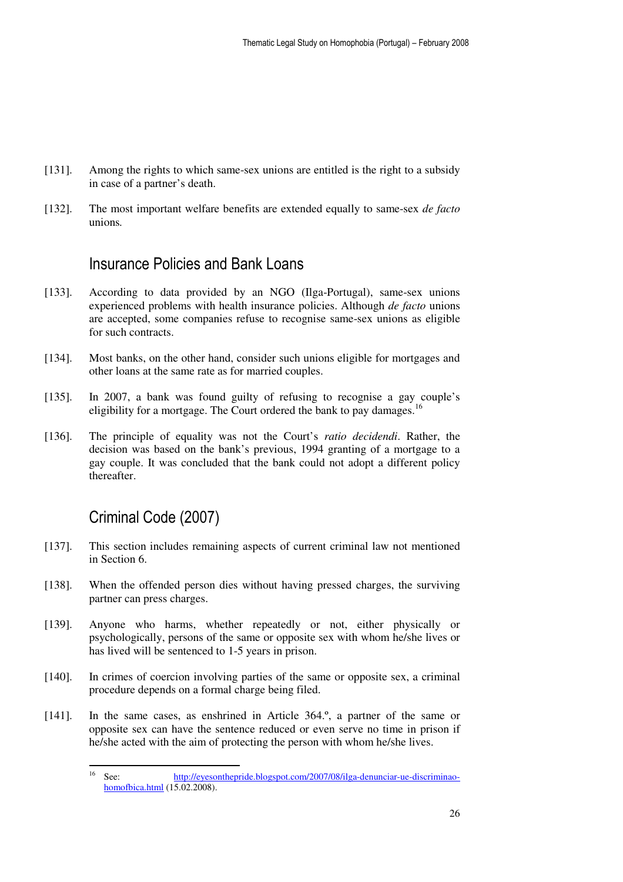[131]. Among the rights to which same-sex unions are entitled is the right to a subsidy in case of a partner's death.

[132]. The most important welfare benefits are extended equally to same-sex *de facto* unions.

## Insurance Policies and Bank Loans

[133]. According to data provided by an NGO (Ilga-Portugal), same-sex unions experienced problems with health insurance policies. Although *de facto* unions are accepted, some companies refuse to recognise same-sex unions as eligible for such contracts.

[134]. Most banks, on the other hand, consider such unions eligible for mortgages and other loans at the same rate as for married couples.

[135]. In 2007, a bank was found guilty of refusing to recognise a gay couple's eligibility for a mortgage. The Court ordered the bank to pay damages.[16]

[136]. The principle of equality was not the Court's *ratio decidendi*. Rather, the decision was based on the bank's previous, 1994 granting of a mortgage to a gay couple. It was concluded that the bank could not adopt a different policy thereafter.

## Criminal Code (2007)

[137]. This section includes remaining aspects of current criminal law not mentioned in Section 6.

[138]. When the offended person dies without having pressed charges, the surviving partner can press charges.

[139]. Anyone who harms, whether repeatedly or not, either physically or psychologically, persons of the same or opposite sex with whom he/she lives or has lived will be sentenced to 1-5 years in prison.

[140]. In crimes of coercion involving parties of the same or opposite sex, a criminal procedure depends on a formal charge being filed.

[141]. In the same cases, as enshrined in Article 364.º, a partner of the same or opposite sex can have the sentence reduced or even serve no time in prison if he/she acted with the aim of protecting the person with whom he/she lives.

---

[16] See: http://eyesonthepride.blogspot.com/2007/08/ilga-denunciar-ue-discriminao-homofbica.html (15.02.2008).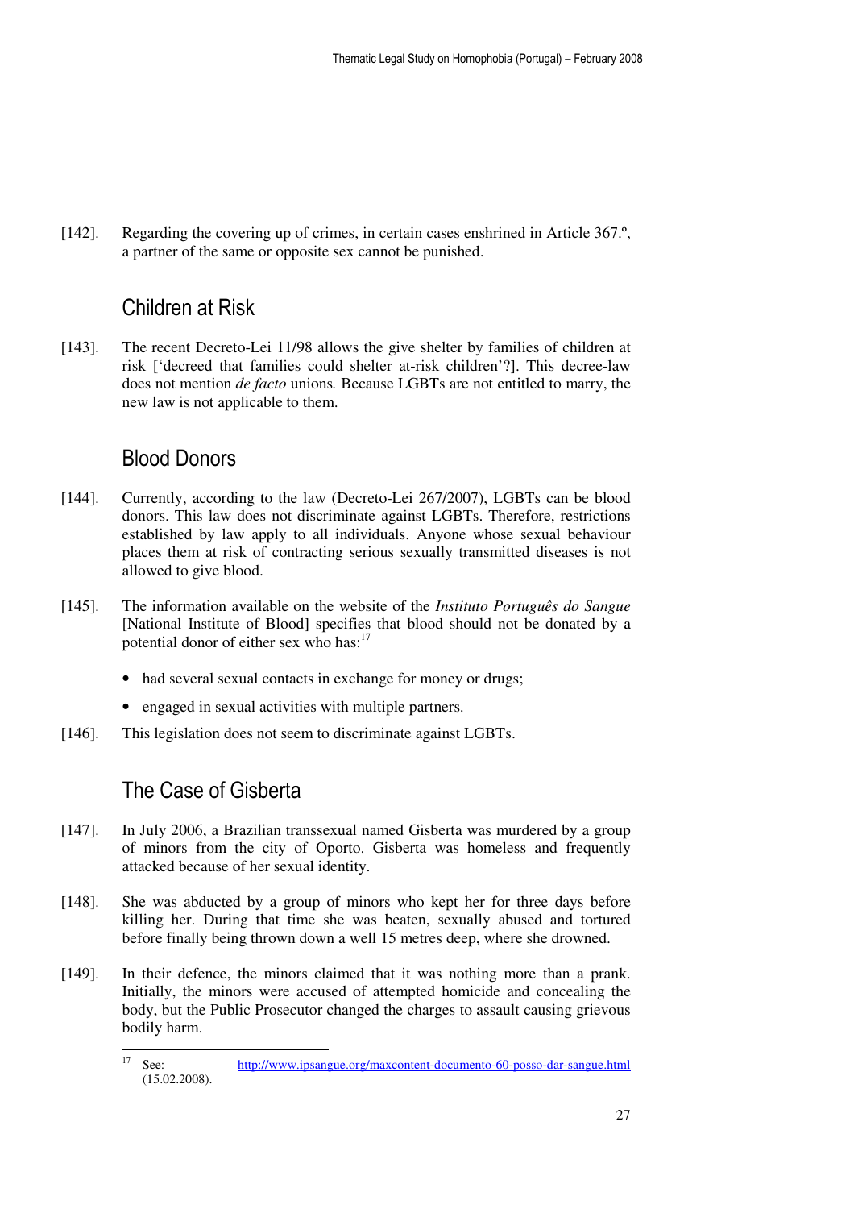[142]. Regarding the covering up of crimes, in certain cases enshrined in Article 367.º, a partner of the same or opposite sex cannot be punished.

## Children at Risk

[143]. The recent Decreto-Lei 11/98 allows the give shelter by families of children at risk ['decreed that families could shelter at-risk children'?]. This decree-law does not mention *de facto* unions*.* Because LGBTs are not entitled to marry, the new law is not applicable to them.

## Blood Donors

[144]. Currently, according to the law (Decreto-Lei 267/2007), LGBTs can be blood donors. This law does not discriminate against LGBTs. Therefore, restrictions established by law apply to all individuals. Anyone whose sexual behaviour places them at risk of contracting serious sexually transmitted diseases is not allowed to give blood.

[145]. The information available on the website of the *Instituto Português do Sangue* [National Institute of Blood] specifies that blood should not be donated by a potential donor of either sex who has:[17]

- had several sexual contacts in exchange for money or drugs;
- engaged in sexual activities with multiple partners.

[146]. This legislation does not seem to discriminate against LGBTs.

## The Case of Gisberta

[147]. In July 2006, a Brazilian transsexual named Gisberta was murdered by a group of minors from the city of Oporto. Gisberta was homeless and frequently attacked because of her sexual identity.

[148]. She was abducted by a group of minors who kept her for three days before killing her. During that time she was beaten, sexually abused and tortured before finally being thrown down a well 15 metres deep, where she drowned.

[149]. In their defence, the minors claimed that it was nothing more than a prank. Initially, the minors were accused of attempted homicide and concealing the body, but the Public Prosecutor changed the charges to assault causing grievous bodily harm.

---

[17] See: http://www.ipsangue.org/maxcontent-documento-60-posso-dar-sangue.html (15.02.2008).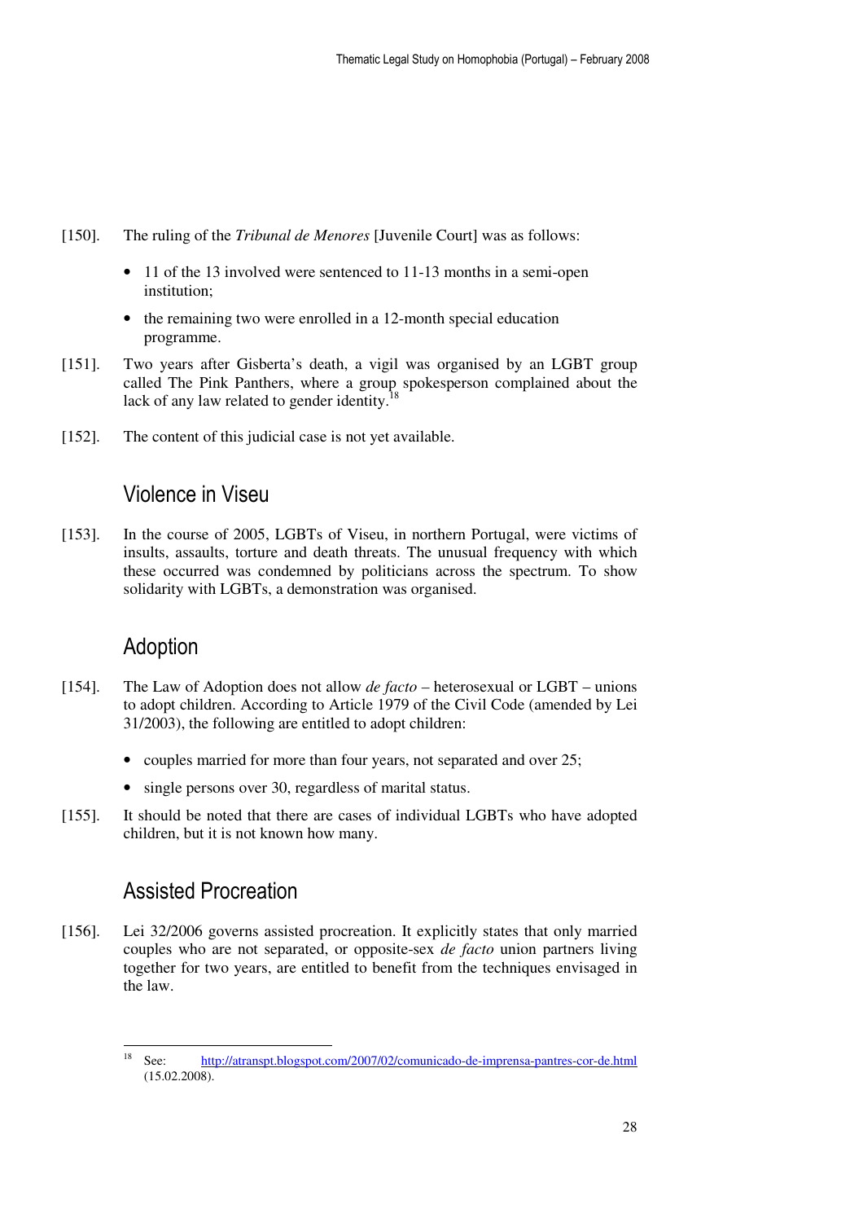[150]. The ruling of the *Tribunal de Menores* [Juvenile Court] was as follows:

- 11 of the 13 involved were sentenced to 11-13 months in a semi-open institution;
- the remaining two were enrolled in a 12-month special education programme.

[151]. Two years after Gisberta's death, a vigil was organised by an LGBT group called The Pink Panthers, where a group spokesperson complained about the lack of any law related to gender identity.[18]

[152]. The content of this judicial case is not yet available.

## Violence in Viseu

[153]. In the course of 2005, LGBTs of Viseu, in northern Portugal, were victims of insults, assaults, torture and death threats. The unusual frequency with which these occurred was condemned by politicians across the spectrum. To show solidarity with LGBTs, a demonstration was organised.

## Adoption

[154]. The Law of Adoption does not allow *de facto* – heterosexual or LGBT – unions to adopt children. According to Article 1979 of the Civil Code (amended by Lei 31/2003), the following are entitled to adopt children:

- couples married for more than four years, not separated and over 25;
- single persons over 30, regardless of marital status.

[155]. It should be noted that there are cases of individual LGBTs who have adopted children, but it is not known how many.

## Assisted Procreation

[156]. Lei 32/2006 governs assisted procreation. It explicitly states that only married couples who are not separated, or opposite-sex *de facto* union partners living together for two years, are entitled to benefit from the techniques envisaged in the law.

---

[18] See: http://atranspt.blogspot.com/2007/02/comunicado-de-imprensa-pantres-cor-de.html (15.02.2008).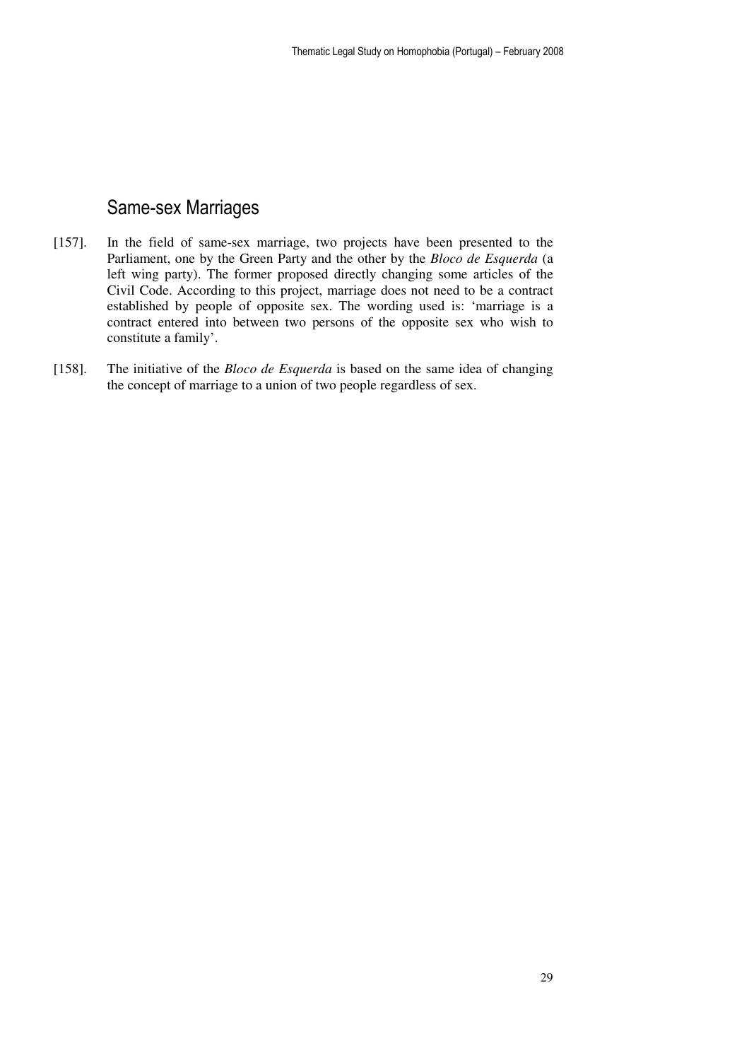## Same-sex Marriages

[157]. In the field of same-sex marriage, two projects have been presented to the Parliament, one by the Green Party and the other by the *Bloco de Esquerda* (a left wing party). The former proposed directly changing some articles of the Civil Code. According to this project, marriage does not need to be a contract established by people of opposite sex. The wording used is: 'marriage is a contract entered into between two persons of the opposite sex who wish to constitute a family'.

[158]. The initiative of the *Bloco de Esquerda* is based on the same idea of changing the concept of marriage to a union of two people regardless of sex.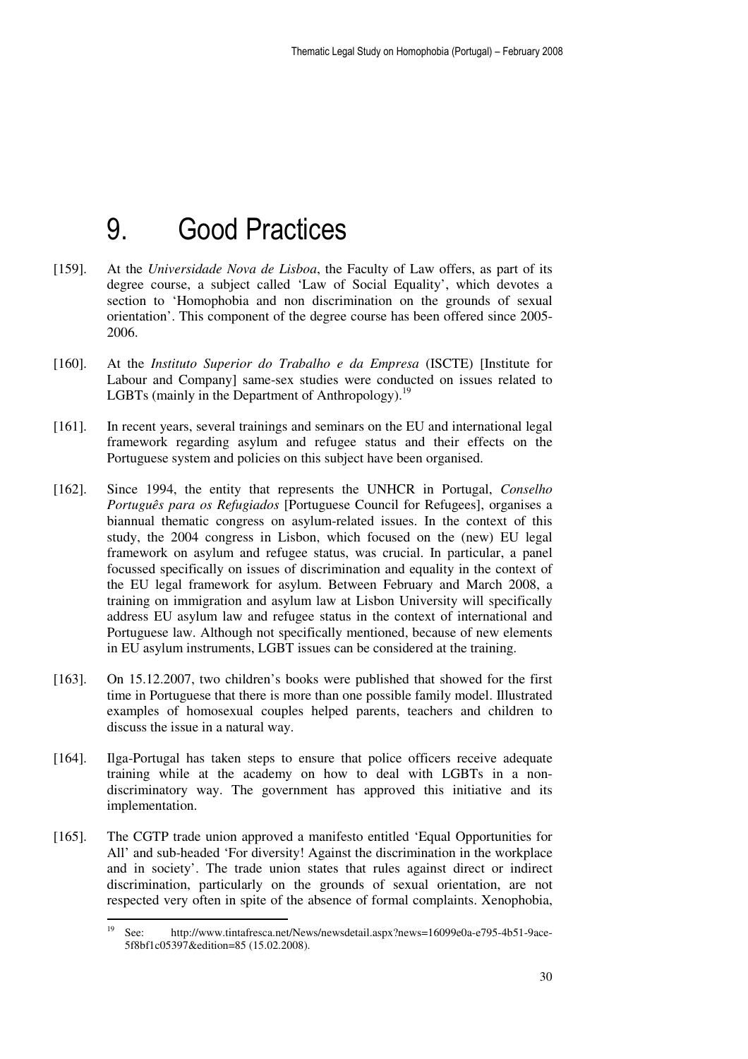# 9. Good Practices

[159]. At the *Universidade Nova de Lisboa*, the Faculty of Law offers, as part of its degree course, a subject called 'Law of Social Equality', which devotes a section to 'Homophobia and non discrimination on the grounds of sexual orientation'. This component of the degree course has been offered since 2005-2006.

[160]. At the *Instituto Superior do Trabalho e da Empresa* (ISCTE) [Institute for Labour and Company] same-sex studies were conducted on issues related to LGBTs (mainly in the Department of Anthropology).[19]

[161]. In recent years, several trainings and seminars on the EU and international legal framework regarding asylum and refugee status and their effects on the Portuguese system and policies on this subject have been organised.

[162]. Since 1994, the entity that represents the UNHCR in Portugal, *Conselho Português para os Refugiados* [Portuguese Council for Refugees], organises a biannual thematic congress on asylum-related issues. In the context of this study, the 2004 congress in Lisbon, which focused on the (new) EU legal framework on asylum and refugee status, was crucial. In particular, a panel focussed specifically on issues of discrimination and equality in the context of the EU legal framework for asylum. Between February and March 2008, a training on immigration and asylum law at Lisbon University will specifically address EU asylum law and refugee status in the context of international and Portuguese law. Although not specifically mentioned, because of new elements in EU asylum instruments, LGBT issues can be considered at the training.

[163]. On 15.12.2007, two children's books were published that showed for the first time in Portuguese that there is more than one possible family model. Illustrated examples of homosexual couples helped parents, teachers and children to discuss the issue in a natural way.

[164]. Ilga-Portugal has taken steps to ensure that police officers receive adequate training while at the academy on how to deal with LGBTs in a non-discriminatory way. The government has approved this initiative and its implementation.

[165]. The CGTP trade union approved a manifesto entitled 'Equal Opportunities for All' and sub-headed 'For diversity! Against the discrimination in the workplace and in society'. The trade union states that rules against direct or indirect discrimination, particularly on the grounds of sexual orientation, are not respected very often in spite of the absence of formal complaints. Xenophobia,

---

[19] See: http://www.tintafresca.net/News/newsdetail.aspx?news=16099e0a-e795-4b51-9ace-5f8bf1c05397&edition=85 (15.02.2008).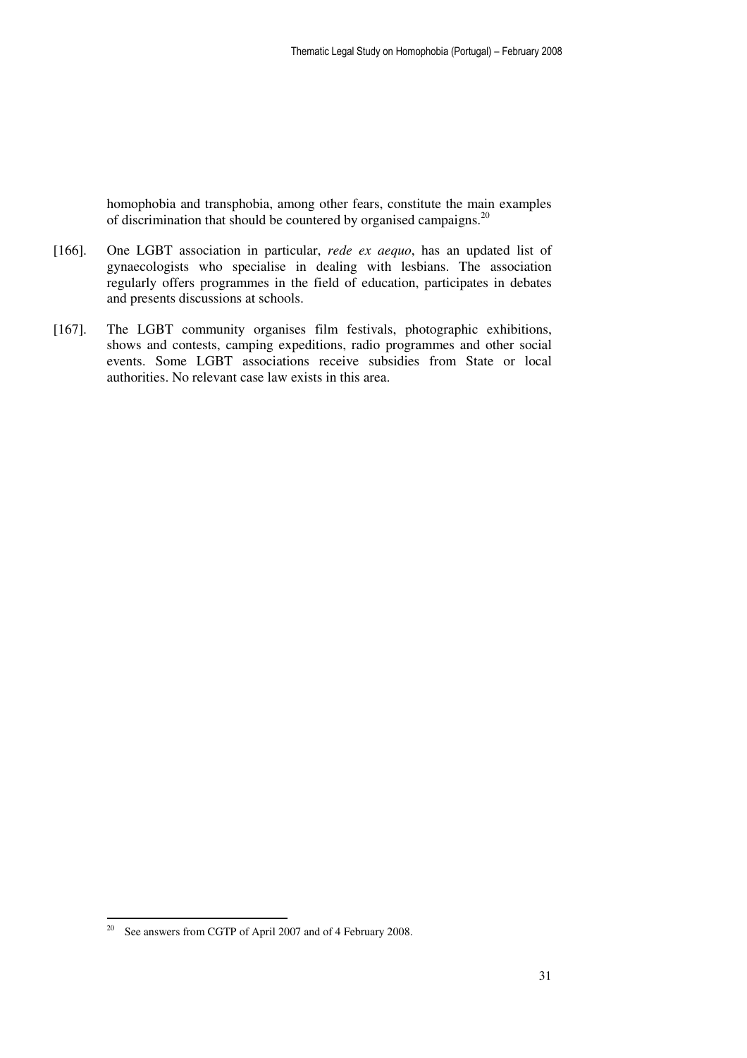homophobia and transphobia, among other fears, constitute the main examples of discrimination that should be countered by organised campaigns.[20]

[166]. One LGBT association in particular, *rede ex aequo*, has an updated list of gynaecologists who specialise in dealing with lesbians. The association regularly offers programmes in the field of education, participates in debates and presents discussions at schools.

[167]. The LGBT community organises film festivals, photographic exhibitions, shows and contests, camping expeditions, radio programmes and other social events. Some LGBT associations receive subsidies from State or local authorities. No relevant case law exists in this area.

[20] See answers from CGTP of April 2007 and of 4 February 2008.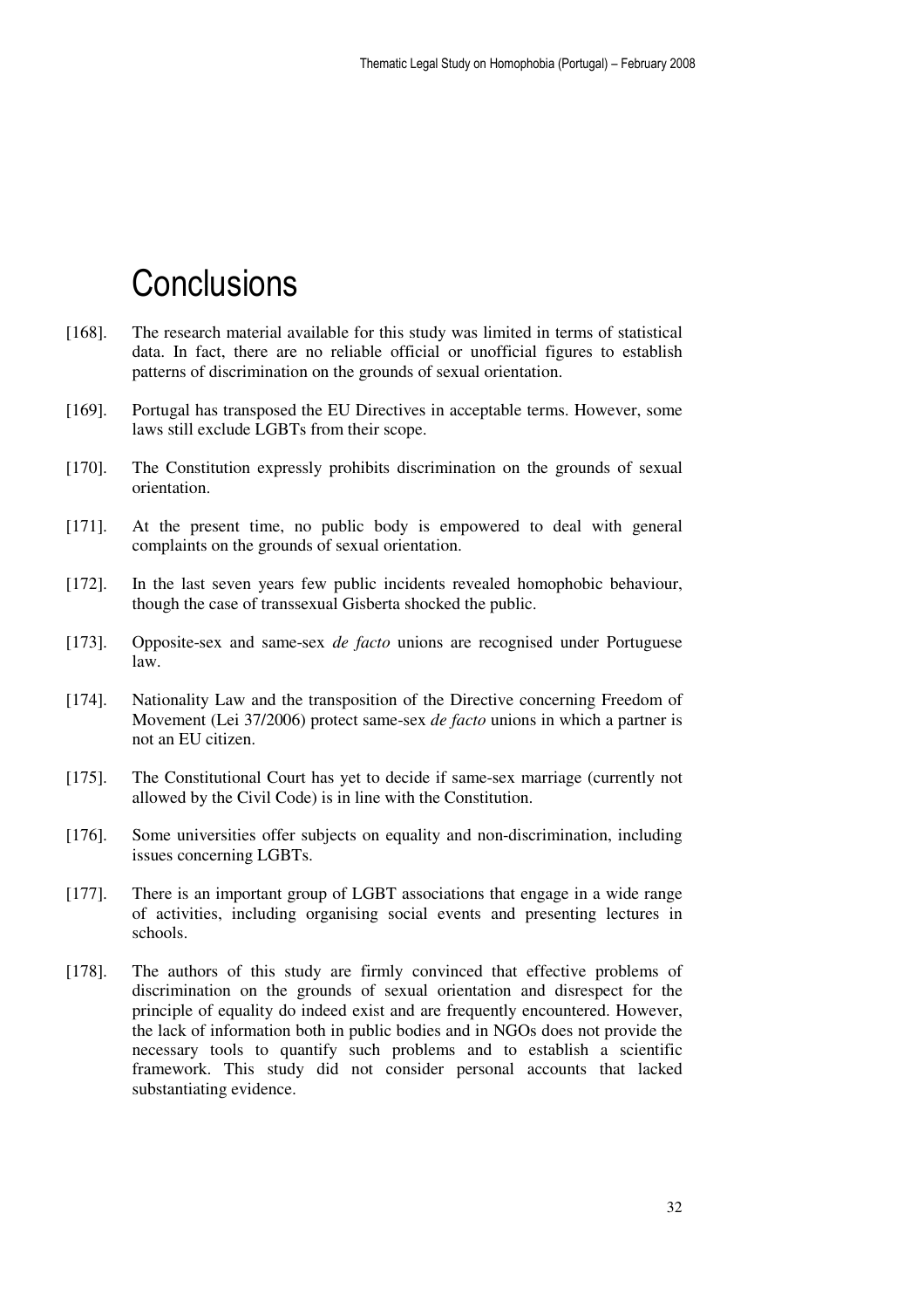# Conclusions

[168]. The research material available for this study was limited in terms of statistical data. In fact, there are no reliable official or unofficial figures to establish patterns of discrimination on the grounds of sexual orientation.

[169]. Portugal has transposed the EU Directives in acceptable terms. However, some laws still exclude LGBTs from their scope.

[170]. The Constitution expressly prohibits discrimination on the grounds of sexual orientation.

[171]. At the present time, no public body is empowered to deal with general complaints on the grounds of sexual orientation.

[172]. In the last seven years few public incidents revealed homophobic behaviour, though the case of transsexual Gisberta shocked the public.

[173]. Opposite-sex and same-sex *de facto* unions are recognised under Portuguese law.

[174]. Nationality Law and the transposition of the Directive concerning Freedom of Movement (Lei 37/2006) protect same-sex *de facto* unions in which a partner is not an EU citizen.

[175]. The Constitutional Court has yet to decide if same-sex marriage (currently not allowed by the Civil Code) is in line with the Constitution.

[176]. Some universities offer subjects on equality and non-discrimination, including issues concerning LGBTs.

[177]. There is an important group of LGBT associations that engage in a wide range of activities, including organising social events and presenting lectures in schools.

[178]. The authors of this study are firmly convinced that effective problems of discrimination on the grounds of sexual orientation and disrespect for the principle of equality do indeed exist and are frequently encountered. However, the lack of information both in public bodies and in NGOs does not provide the necessary tools to quantify such problems and to establish a scientific framework. This study did not consider personal accounts that lacked substantiating evidence.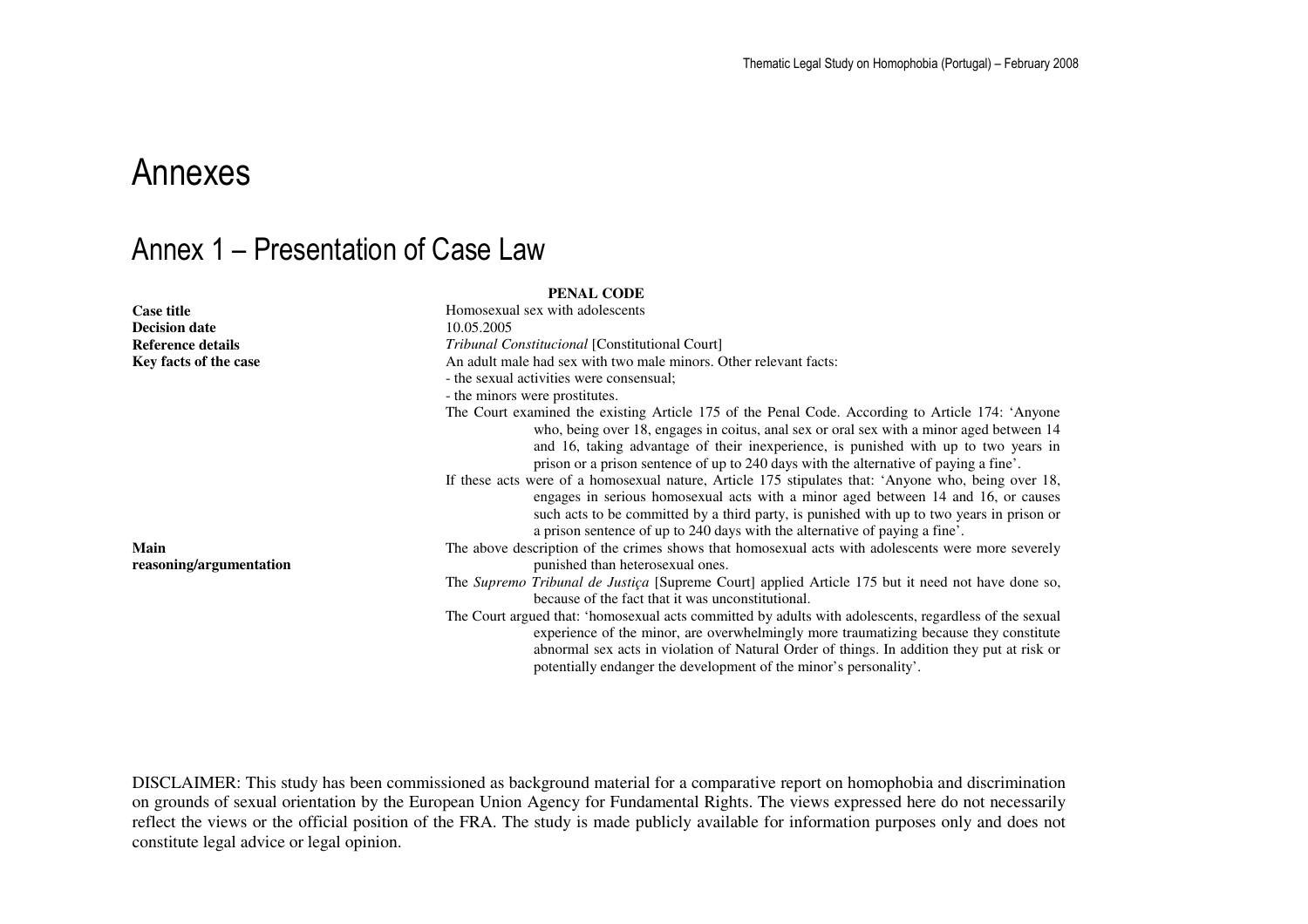# Annexes

## Annex 1 – Presentation of Case Law

| | PENAL CODE |
|---|---|
| **Case title** | Homosexual sex with adolescents |
| **Decision date** | 10.05.2005 |
| **Reference details** | *Tribunal Constitucional* [Constitutional Court] |
| **Key facts of the case** | An adult male had sex with two male minors. Other relevant facts:<br>- the sexual activities were consensual;<br>- the minors were prostitutes.<br>The Court examined the existing Article 175 of the Penal Code. According to Article 174: 'Anyone who, being over 18, engages in coitus, anal sex or oral sex with a minor aged between 14 and 16, taking advantage of their inexperience, is punished with up to two years in prison or a prison sentence of up to 240 days with the alternative of paying a fine'.<br>If these acts were of a homosexual nature, Article 175 stipulates that: 'Anyone who, being over 18, engages in serious homosexual acts with a minor aged between 14 and 16, or causes such acts to be committed by a third party, is punished with up to two years in prison or a prison sentence of up to 240 days with the alternative of paying a fine'. |
| **Main reasoning/argumentation** | The above description of the crimes shows that homosexual acts with adolescents were more severely punished than heterosexual ones.<br>The *Supremo Tribunal de Justiça* [Supreme Court] applied Article 175 but it need not have done so, because of the fact that it was unconstitutional.<br>The Court argued that: 'homosexual acts committed by adults with adolescents, regardless of the sexual experience of the minor, are overwhelmingly more traumatizing because they constitute abnormal sex acts in violation of Natural Order of things. In addition they put at risk or potentially endanger the development of the minor's personality'. |

DISCLAIMER: This study has been commissioned as background material for a comparative report on homophobia and discrimination on grounds of sexual orientation by the European Union Agency for Fundamental Rights. The views expressed here do not necessarily reflect the views or the official position of the FRA. The study is made publicly available for information purposes only and does not constitute legal advice or legal opinion.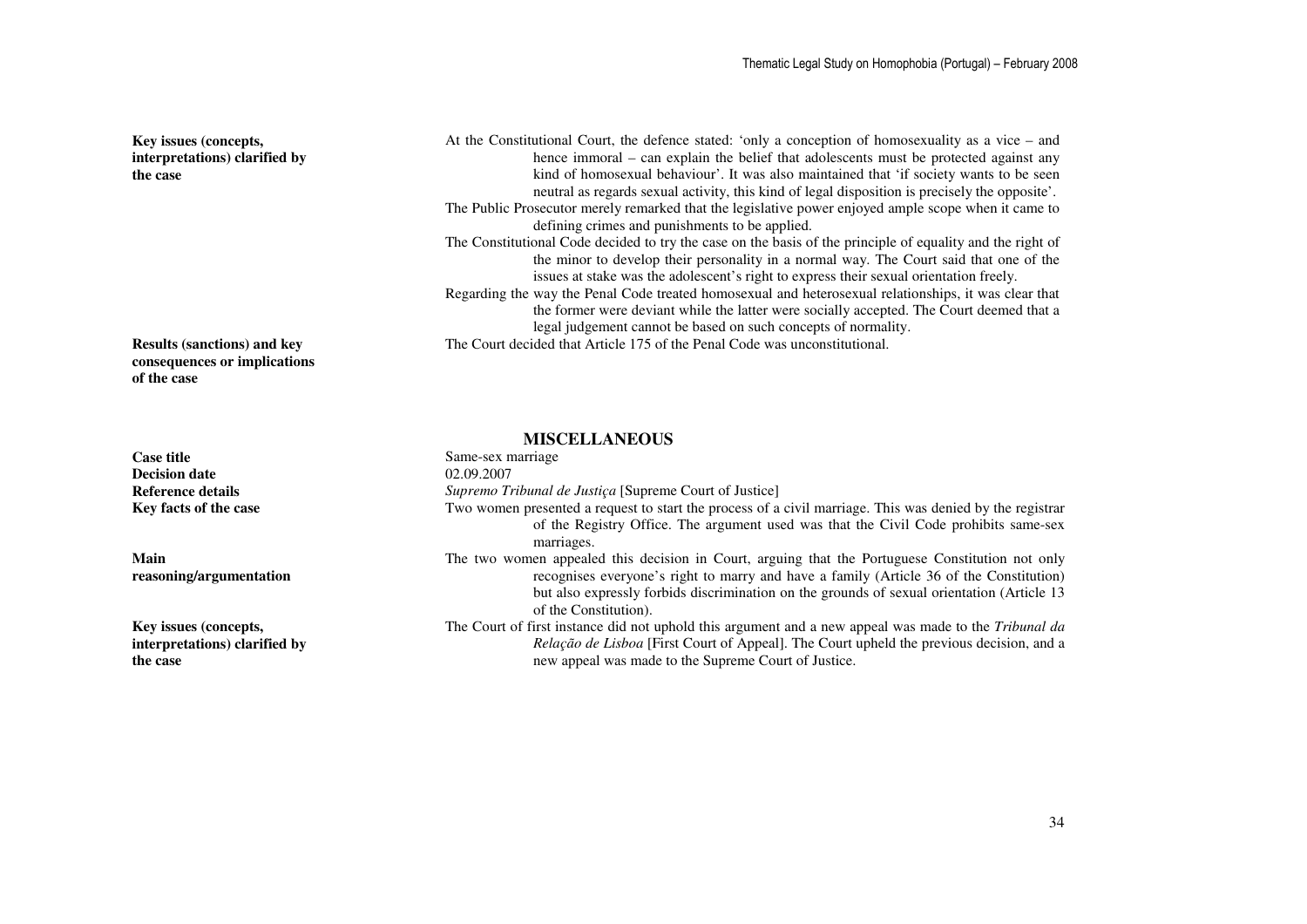| | |
|---|---|
| **Key issues (concepts, interpretations) clarified by the case** | At the Constitutional Court, the defence stated: 'only a conception of homosexuality as a vice – and hence immoral – can explain the belief that adolescents must be protected against any kind of homosexual behaviour'. It was also maintained that 'if society wants to be seen neutral as regards sexual activity, this kind of legal disposition is precisely the opposite'.<br>The Public Prosecutor merely remarked that the legislative power enjoyed ample scope when it came to defining crimes and punishments to be applied.<br>The Constitutional Code decided to try the case on the basis of the principle of equality and the right of the minor to develop their personality in a normal way. The Court said that one of the issues at stake was the adolescent's right to express their sexual orientation freely.<br>Regarding the way the Penal Code treated homosexual and heterosexual relationships, it was clear that the former were deviant while the latter were socially accepted. The Court deemed that a legal judgement cannot be based on such concepts of normality. |
| **Results (sanctions) and key consequences or implications of the case** | The Court decided that Article 175 of the Penal Code was unconstitutional. |

## MISCELLANEOUS

| | |
|---|---|
| **Case title** | Same-sex marriage |
| **Decision date** | 02.09.2007 |
| **Reference details** | *Supremo Tribunal de Justiça* [Supreme Court of Justice] |
| **Key facts of the case** | Two women presented a request to start the process of a civil marriage. This was denied by the registrar of the Registry Office. The argument used was that the Civil Code prohibits same-sex marriages. |
| **Main reasoning/argumentation** | The two women appealed this decision in Court, arguing that the Portuguese Constitution not only recognises everyone's right to marry and have a family (Article 36 of the Constitution) but also expressly forbids discrimination on the grounds of sexual orientation (Article 13 of the Constitution). |
| **Key issues (concepts, interpretations) clarified by the case** | The Court of first instance did not uphold this argument and a new appeal was made to the *Tribunal da Relação de Lisboa* [First Court of Appeal]. The Court upheld the previous decision, and a new appeal was made to the Supreme Court of Justice. |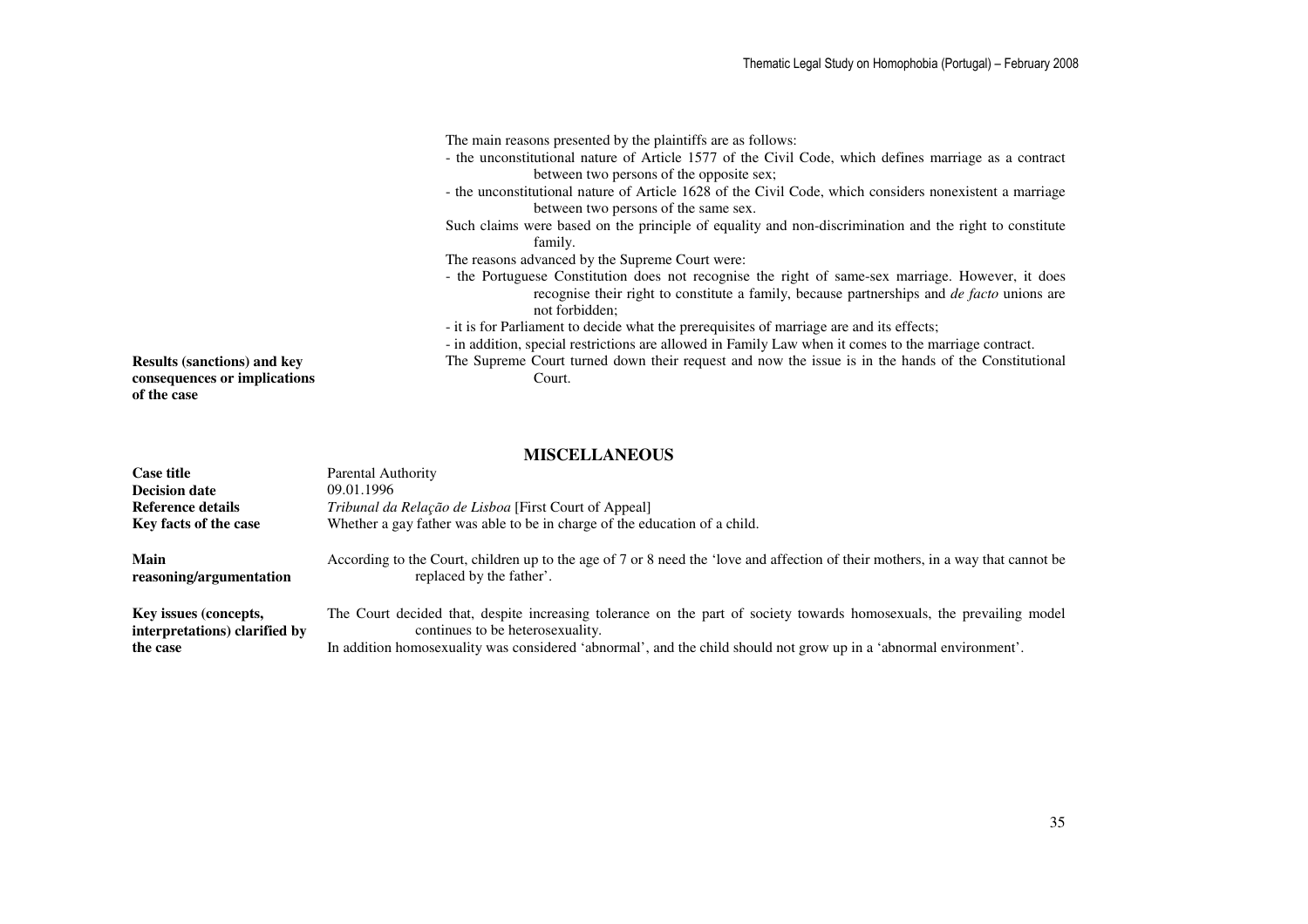| | |
|---|---|
| | The main reasons presented by the plaintiffs are as follows:<br>- the unconstitutional nature of Article 1577 of the Civil Code, which defines marriage as a contract between two persons of the opposite sex;<br>- the unconstitutional nature of Article 1628 of the Civil Code, which considers nonexistent a marriage between two persons of the same sex.<br>Such claims were based on the principle of equality and non-discrimination and the right to constitute family.<br>The reasons advanced by the Supreme Court were:<br>- the Portuguese Constitution does not recognise the right of same-sex marriage. However, it does recognise their right to constitute a family, because partnerships and *de facto* unions are not forbidden;<br>- it is for Parliament to decide what the prerequisites of marriage are and its effects;<br>- in addition, special restrictions are allowed in Family Law when it comes to the marriage contract. |
| **Results (sanctions) and key consequences or implications of the case** | The Supreme Court turned down their request and now the issue is in the hands of the Constitutional Court. |

## MISCELLANEOUS

| | |
|---|---|
| **Case title** | Parental Authority |
| **Decision date** | 09.01.1996 |
| **Reference details** | *Tribunal da Relação de Lisboa* [First Court of Appeal] |
| **Key facts of the case** | Whether a gay father was able to be in charge of the education of a child. |
| **Main reasoning/argumentation** | According to the Court, children up to the age of 7 or 8 need the 'love and affection of their mothers, in a way that cannot be replaced by the father'. |
| **Key issues (concepts, interpretations) clarified by the case** | The Court decided that, despite increasing tolerance on the part of society towards homosexuals, the prevailing model continues to be heterosexuality.<br>In addition homosexuality was considered 'abnormal', and the child should not grow up in a 'abnormal environment'. |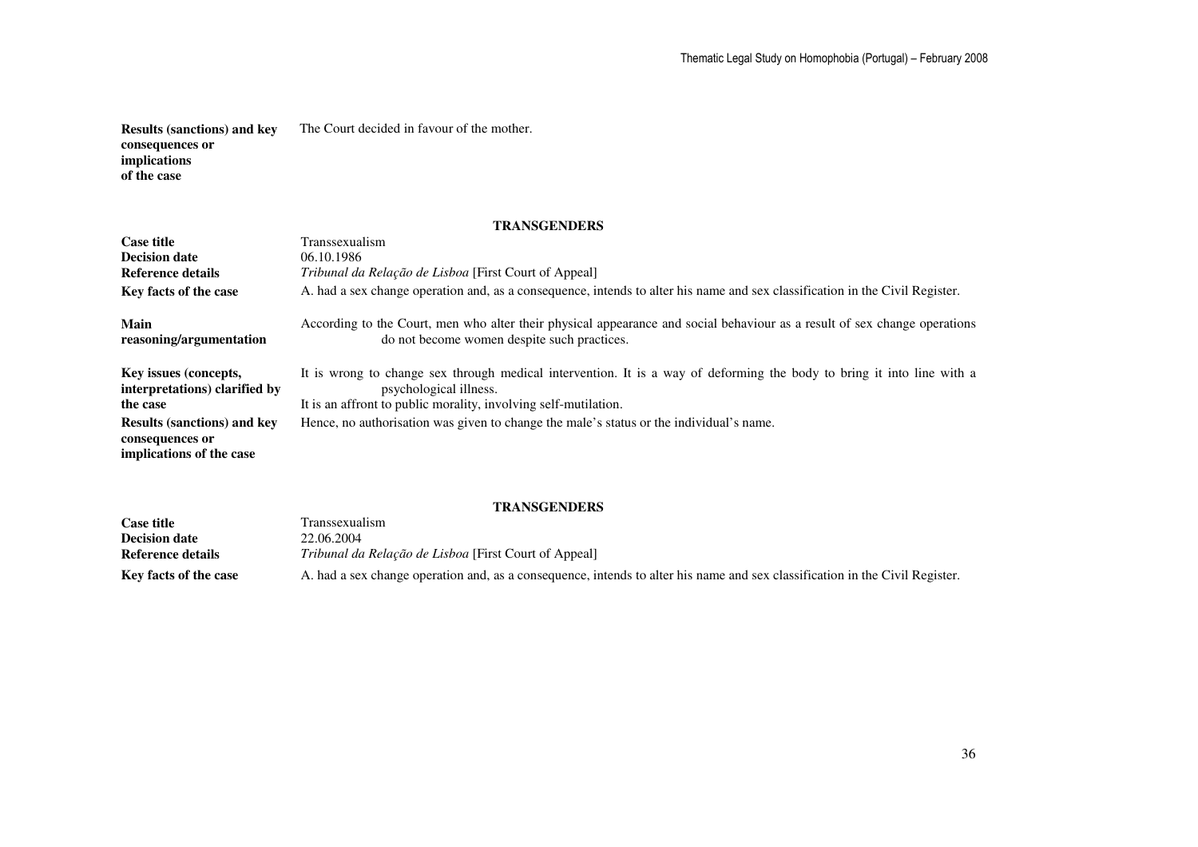| | |
|---|---|
| **Results (sanctions) and key consequences or implications of the case** | The Court decided in favour of the mother. |

**TRANSGENDERS**

| | |
|---|---|
| **Case title** | Transsexualism |
| **Decision date** | 06.10.1986 |
| **Reference details** | *Tribunal da Relação de Lisboa* [First Court of Appeal] |
| **Key facts of the case** | A. had a sex change operation and, as a consequence, intends to alter his name and sex classification in the Civil Register. |
| **Main reasoning/argumentation** | According to the Court, men who alter their physical appearance and social behaviour as a result of sex change operations do not become women despite such practices. |
| **Key issues (concepts, interpretations) clarified by the case** | It is wrong to change sex through medical intervention. It is a way of deforming the body to bring it into line with a psychological illness. It is an affront to public morality, involving self-mutilation. |
| **Results (sanctions) and key consequences or implications of the case** | Hence, no authorisation was given to change the male's status or the individual's name. |

**TRANSGENDERS**

| | |
|---|---|
| **Case title** | Transsexualism |
| **Decision date** | 22.06.2004 |
| **Reference details** | *Tribunal da Relação de Lisboa* [First Court of Appeal] |
| **Key facts of the case** | A. had a sex change operation and, as a consequence, intends to alter his name and sex classification in the Civil Register. |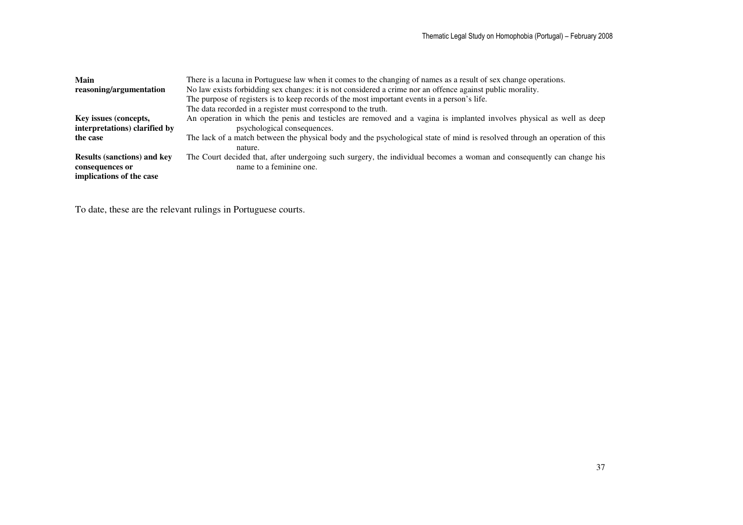| | |
|---|---|
| **Main reasoning/argumentation** | There is a lacuna in Portuguese law when it comes to the changing of names as a result of sex change operations.<br>No law exists forbidding sex changes: it is not considered a crime nor an offence against public morality.<br>The purpose of registers is to keep records of the most important events in a person's life.<br>The data recorded in a register must correspond to the truth. |
| **Key issues (concepts, interpretations) clarified by the case** | An operation in which the penis and testicles are removed and a vagina is implanted involves physical as well as deep psychological consequences.<br>The lack of a match between the physical body and the psychological state of mind is resolved through an operation of this nature. |
| **Results (sanctions) and key consequences or implications of the case** | The Court decided that, after undergoing such surgery, the individual becomes a woman and consequently can change his name to a feminine one. |

To date, these are the relevant rulings in Portuguese courts.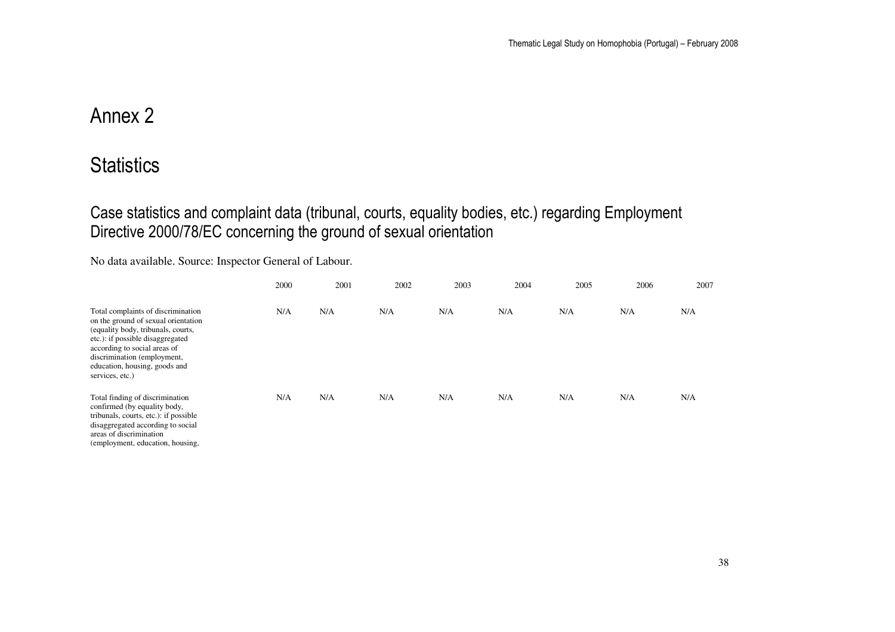# Annex 2

# Statistics

## Case statistics and complaint data (tribunal, courts, equality bodies, etc.) regarding Employment Directive 2000/78/EC concerning the ground of sexual orientation

No data available. Source: Inspector General of Labour.

| | 2000 | 2001 | 2002 | 2003 | 2004 | 2005 | 2006 | 2007 |
|---|---|---|---|---|---|---|---|---|
| Total complaints of discrimination on the ground of sexual orientation (equality body, tribunals, courts, etc.): if possible disaggregated according to social areas of discrimination (employment, education, housing, goods and services, etc.) | N/A | N/A | N/A | N/A | N/A | N/A | N/A | N/A |
| Total finding of discrimination confirmed (by equality body, tribunals, courts, etc.): if possible disaggregated according to social areas of discrimination (employment, education, housing, | N/A | N/A | N/A | N/A | N/A | N/A | N/A | N/A |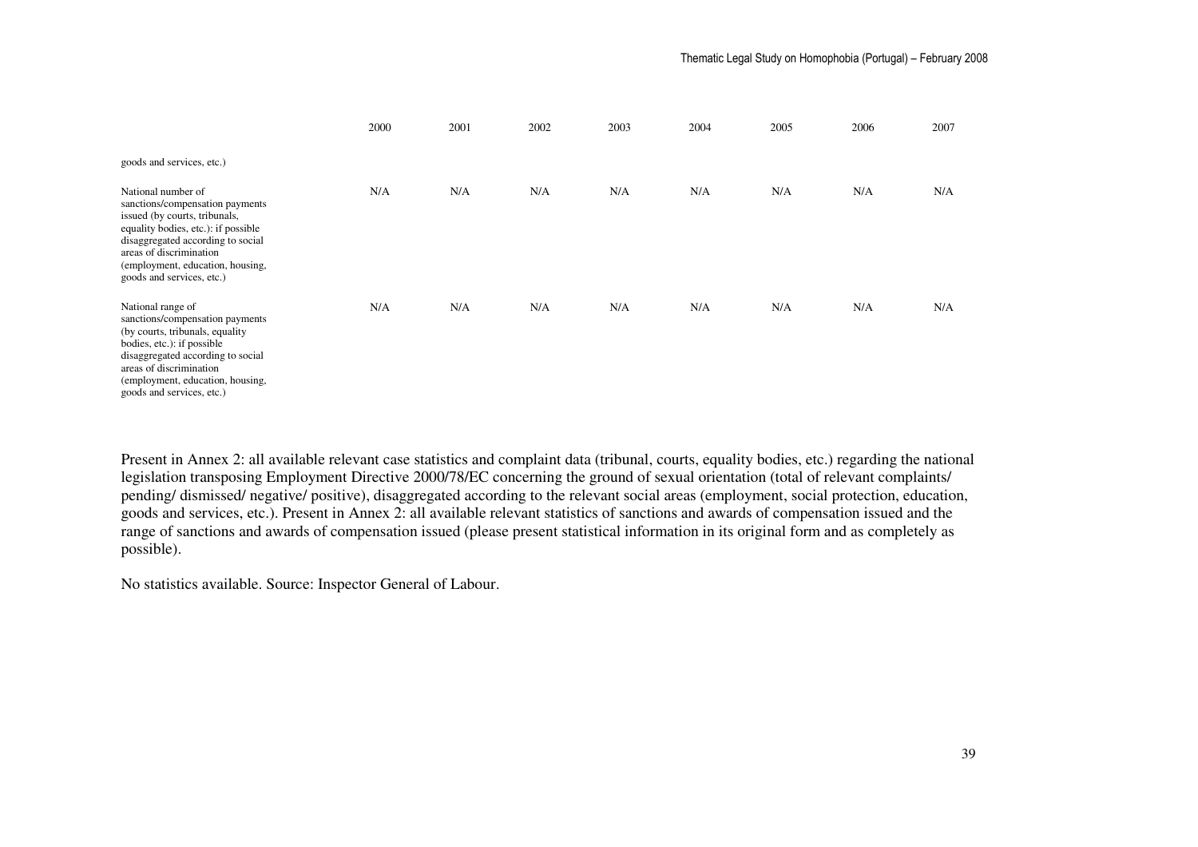| | 2000 | 2001 | 2002 | 2003 | 2004 | 2005 | 2006 | 2007 |
|---|---|---|---|---|---|---|---|---|
| goods and services, etc.) | | | | | | | | |
| National number of sanctions/compensation payments issued (by courts, tribunals, equality bodies, etc.): if possible disaggregated according to social areas of discrimination (employment, education, housing, goods and services, etc.) | N/A | N/A | N/A | N/A | N/A | N/A | N/A | N/A |
| National range of sanctions/compensation payments (by courts, tribunals, equality bodies, etc.): if possible disaggregated according to social areas of discrimination (employment, education, housing, goods and services, etc.) | N/A | N/A | N/A | N/A | N/A | N/A | N/A | N/A |

Present in Annex 2: all available relevant case statistics and complaint data (tribunal, courts, equality bodies, etc.) regarding the national legislation transposing Employment Directive 2000/78/EC concerning the ground of sexual orientation (total of relevant complaints/ pending/ dismissed/ negative/ positive), disaggregated according to the relevant social areas (employment, social protection, education, goods and services, etc.). Present in Annex 2: all available relevant statistics of sanctions and awards of compensation issued and the range of sanctions and awards of compensation issued (please present statistical information in its original form and as completely as possible).

No statistics available. Source: Inspector General of Labour.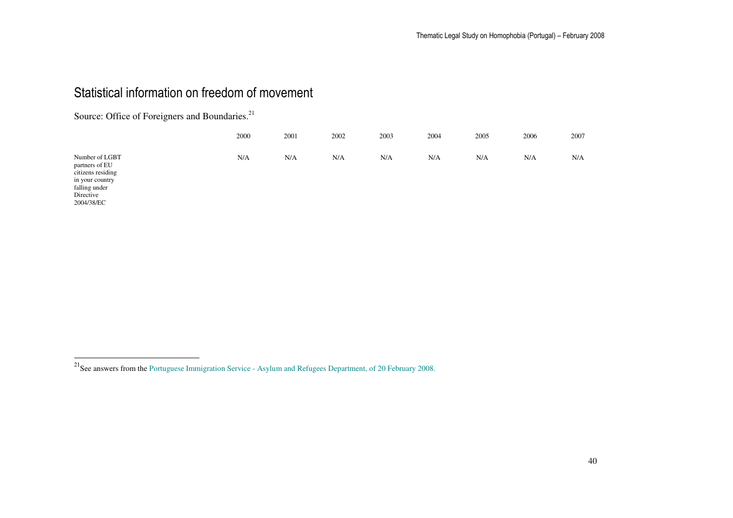## Statistical information on freedom of movement

Source: Office of Foreigners and Boundaries.[21]

| | 2000 | 2001 | 2002 | 2003 | 2004 | 2005 | 2006 | 2007 |
|---|---|---|---|---|---|---|---|---|
| Number of LGBT partners of EU citizens residing in your country falling under Directive 2004/38/EC | N/A | N/A | N/A | N/A | N/A | N/A | N/A | N/A |

[21] See answers from the Portuguese Immigration Service - Asylum and Refugees Department, of 20 February 2008.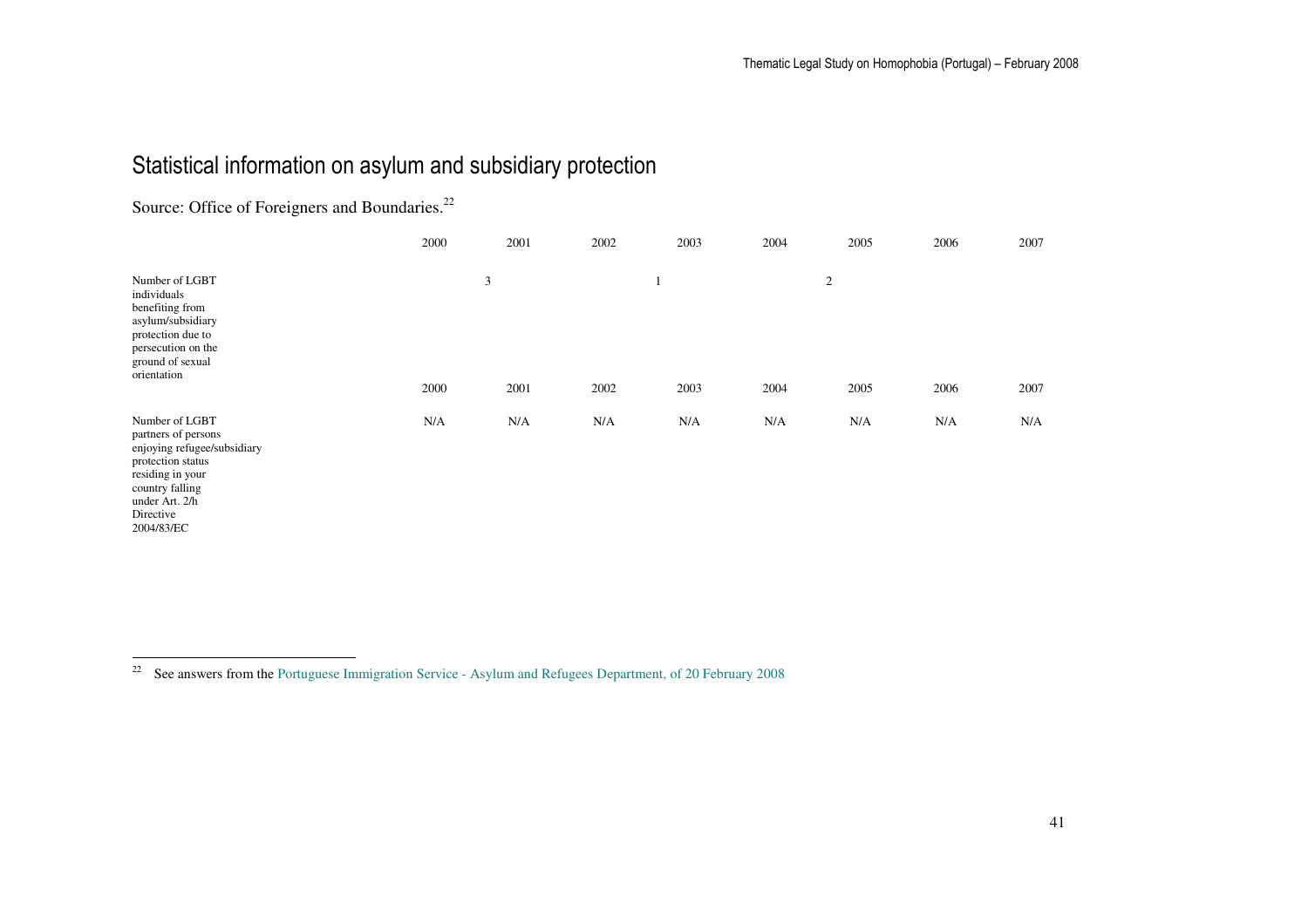# Statistical information on asylum and subsidiary protection

Source: Office of Foreigners and Boundaries.[22]

| | 2000 | 2001 | 2002 | 2003 | 2004 | 2005 | 2006 | 2007 |
|---|---|---|---|---|---|---|---|---|
| Number of LGBT individuals benefiting from asylum/subsidiary protection due to persecution on the ground of sexual orientation | | 3 | | 1 | | 2 | | |
| | 2000 | 2001 | 2002 | 2003 | 2004 | 2005 | 2006 | 2007 |
| Number of LGBT partners of persons enjoying refugee/subsidiary protection status residing in your country falling under Art. 2/h Directive 2004/83/EC | N/A | N/A | N/A | N/A | N/A | N/A | N/A | N/A |

[22] See answers from the Portuguese Immigration Service - Asylum and Refugees Department, of 20 February 2008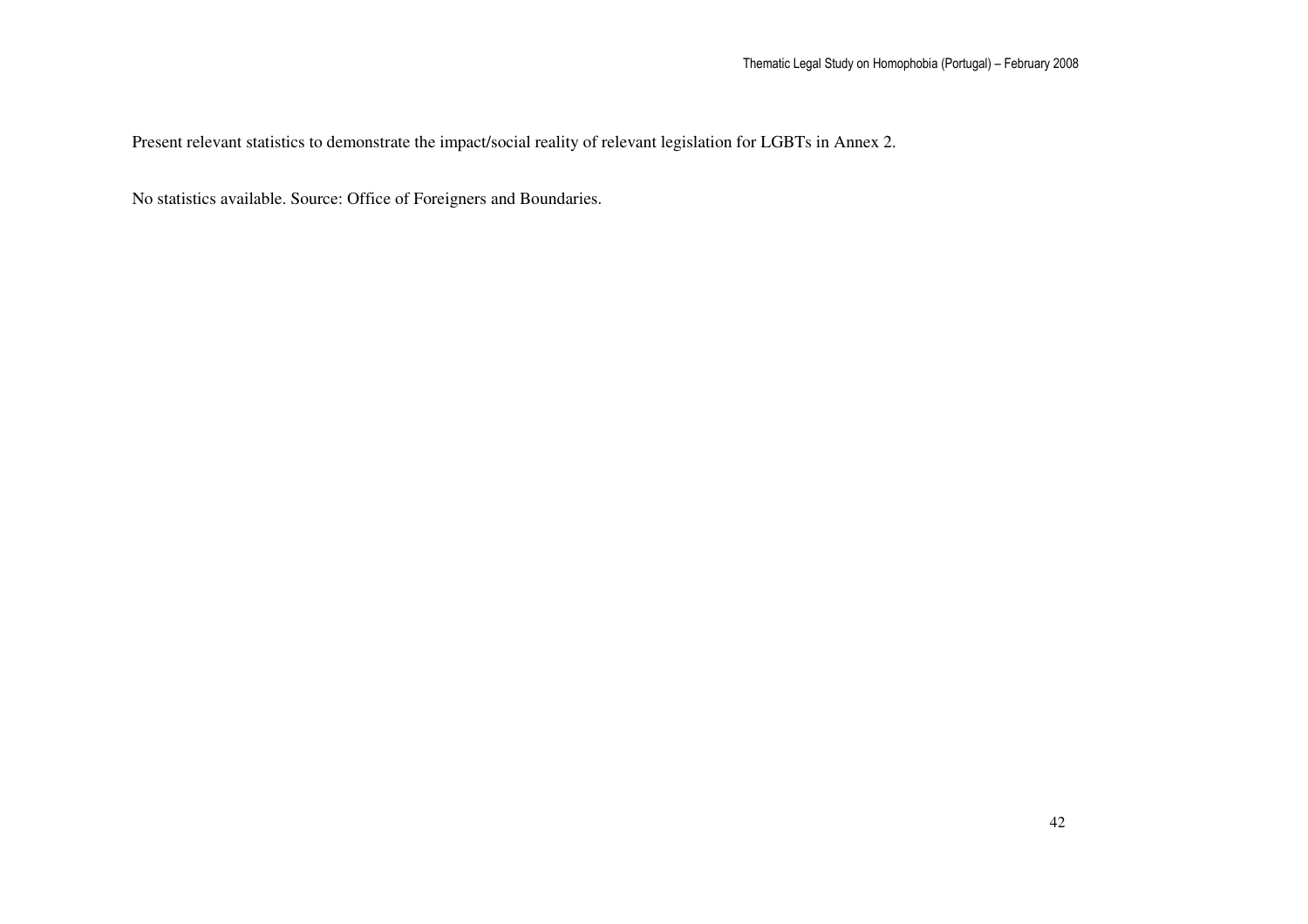Present relevant statistics to demonstrate the impact/social reality of relevant legislation for LGBTs in Annex 2.

No statistics available. Source: Office of Foreigners and Boundaries.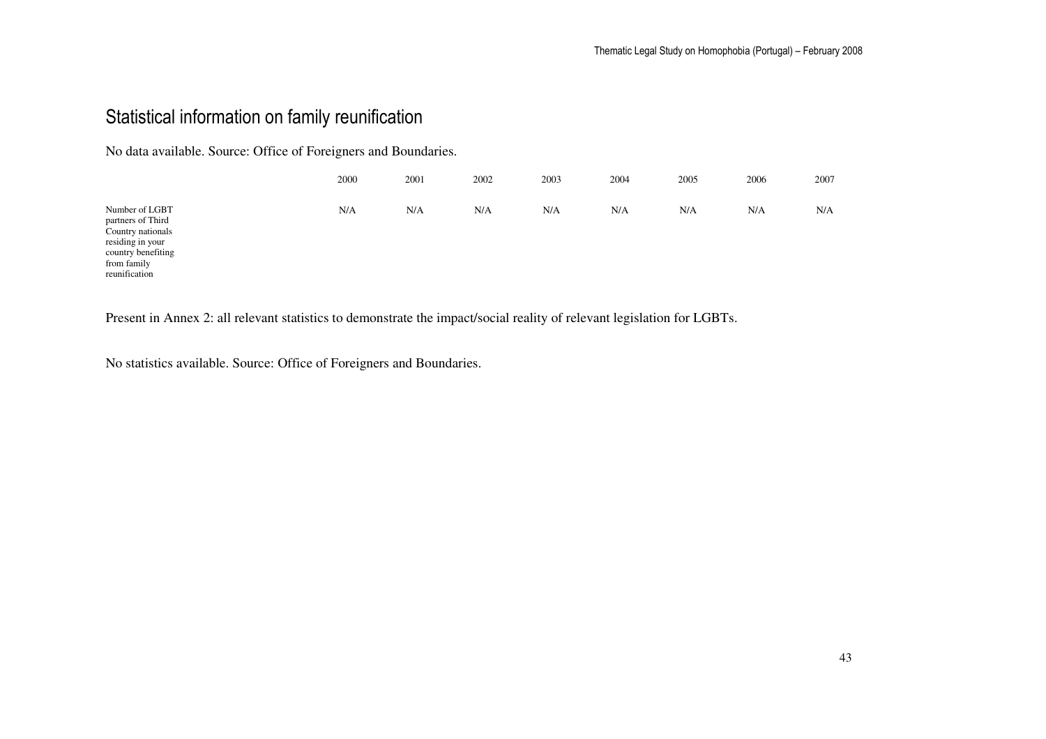## Statistical information on family reunification

No data available. Source: Office of Foreigners and Boundaries.

| | 2000 | 2001 | 2002 | 2003 | 2004 | 2005 | 2006 | 2007 |
|---|---|---|---|---|---|---|---|---|
| Number of LGBT partners of Third Country nationals residing in your country benefiting from family reunification | N/A | N/A | N/A | N/A | N/A | N/A | N/A | N/A |

Present in Annex 2: all relevant statistics to demonstrate the impact/social reality of relevant legislation for LGBTs.

No statistics available. Source: Office of Foreigners and Boundaries.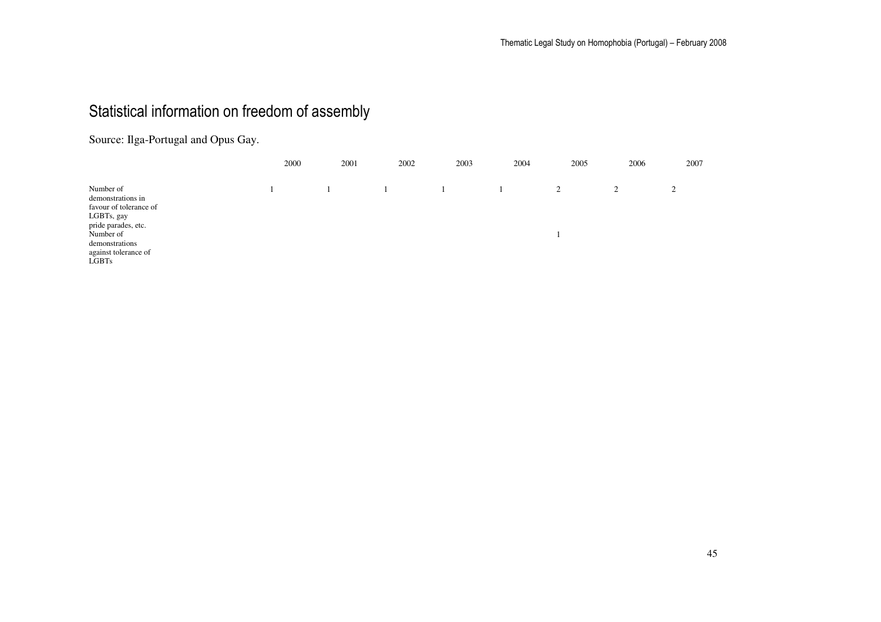## Statistical information on freedom of assembly

Source: Ilga-Portugal and Opus Gay.

| | 2000 | 2001 | 2002 | 2003 | 2004 | 2005 | 2006 | 2007 |
|---|---|---|---|---|---|---|---|---|
| Number of demonstrations in favour of tolerance of LGBTs, gay pride parades, etc. | 1 | 1 | 1 | 1 | 1 | 2 | 2 | 2 |
| Number of demonstrations against tolerance of LGBTs | | | | | | 1 | | |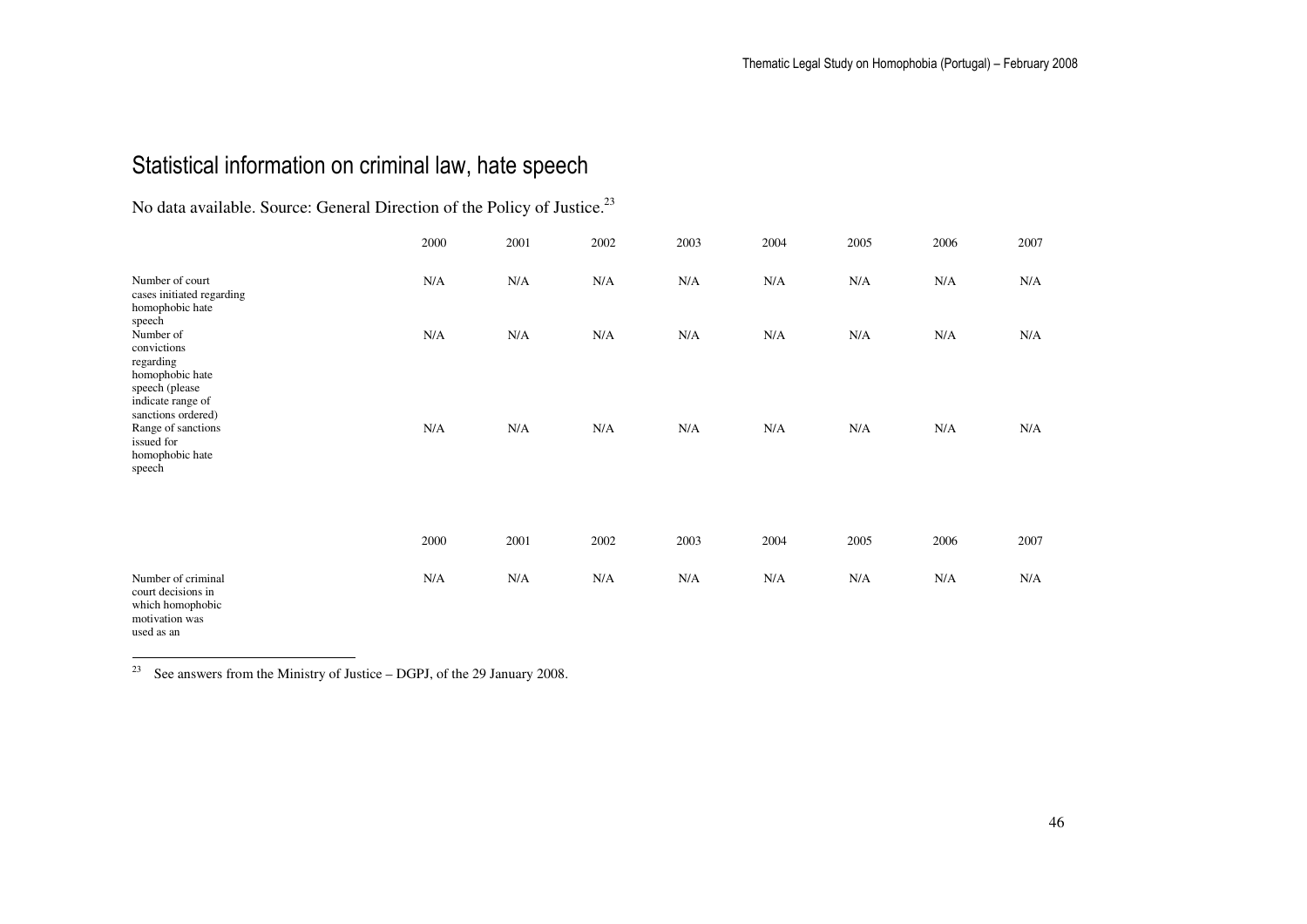## Statistical information on criminal law, hate speech

No data available. Source: General Direction of the Policy of Justice.[23]

| | 2000 | 2001 | 2002 | 2003 | 2004 | 2005 | 2006 | 2007 |
|---|---|---|---|---|---|---|---|---|
| Number of court cases initiated regarding homophobic hate speech | N/A | N/A | N/A | N/A | N/A | N/A | N/A | N/A |
| Number of convictions regarding homophobic hate speech (please indicate range of sanctions ordered) | N/A | N/A | N/A | N/A | N/A | N/A | N/A | N/A |
| Range of sanctions issued for homophobic hate speech | N/A | N/A | N/A | N/A | N/A | N/A | N/A | N/A |

| | 2000 | 2001 | 2002 | 2003 | 2004 | 2005 | 2006 | 2007 |
|---|---|---|---|---|---|---|---|---|
| Number of criminal court decisions in which homophobic motivation was used as an | N/A | N/A | N/A | N/A | N/A | N/A | N/A | N/A |

[23] See answers from the Ministry of Justice – DGPJ, of the 29 January 2008.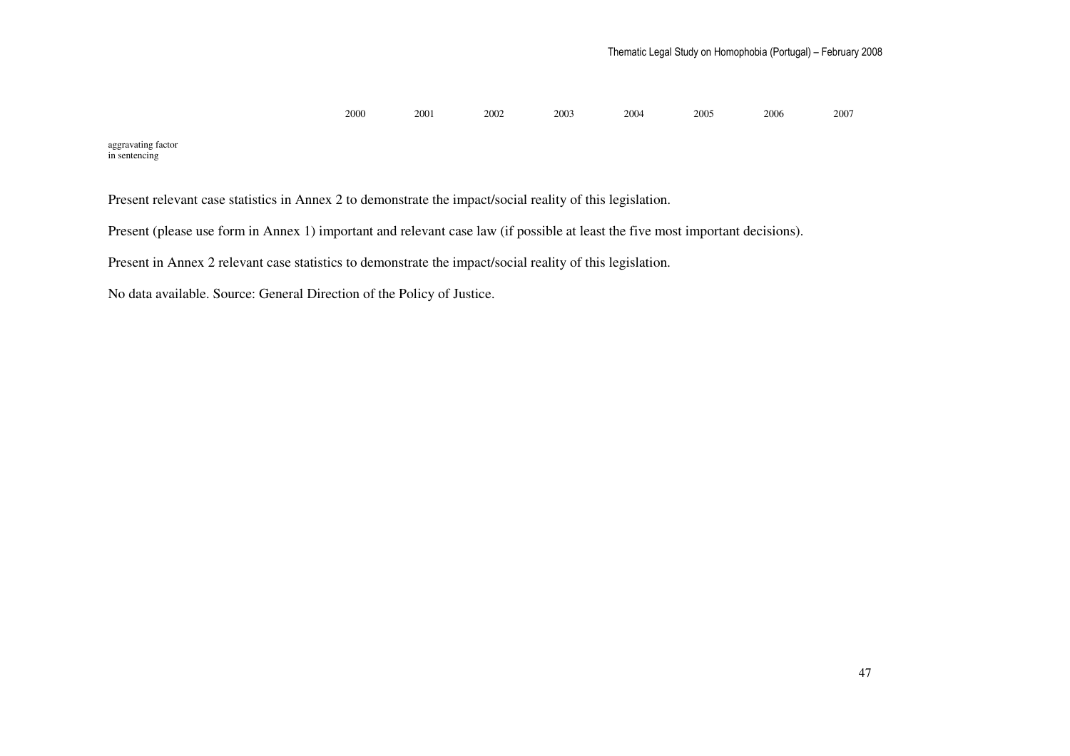| | 2000 | 2001 | 2002 | 2003 | 2004 | 2005 | 2006 | 2007 |
|---|---|---|---|---|---|---|---|---|
| aggravating factor in sentencing | | | | | | | | |

Present relevant case statistics in Annex 2 to demonstrate the impact/social reality of this legislation.

Present (please use form in Annex 1) important and relevant case law (if possible at least the five most important decisions).

Present in Annex 2 relevant case statistics to demonstrate the impact/social reality of this legislation.

No data available. Source: General Direction of the Policy of Justice.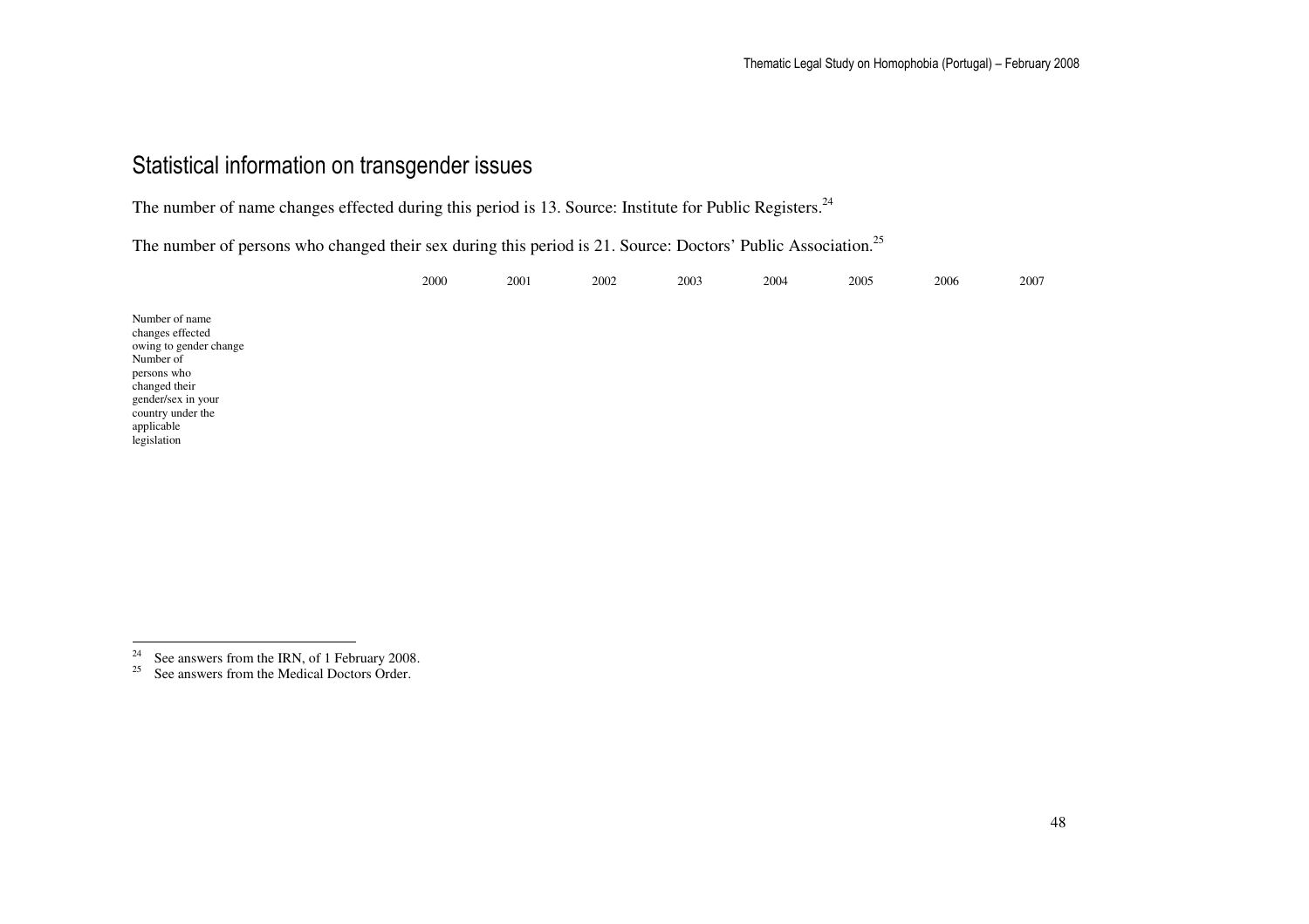## Statistical information on transgender issues

The number of name changes effected during this period is 13. Source: Institute for Public Registers.[24]

The number of persons who changed their sex during this period is 21. Source: Doctors' Public Association.[25]

| | 2000 | 2001 | 2002 | 2003 | 2004 | 2005 | 2006 | 2007 |
|---|---|---|---|---|---|---|---|---|
| Number of name changes effected owing to gender change | | | | | | | | |
| Number of persons who changed their gender/sex in your country under the applicable legislation | | | | | | | | |

[24] See answers from the IRN, of 1 February 2008.

[25] See answers from the Medical Doctors Order.